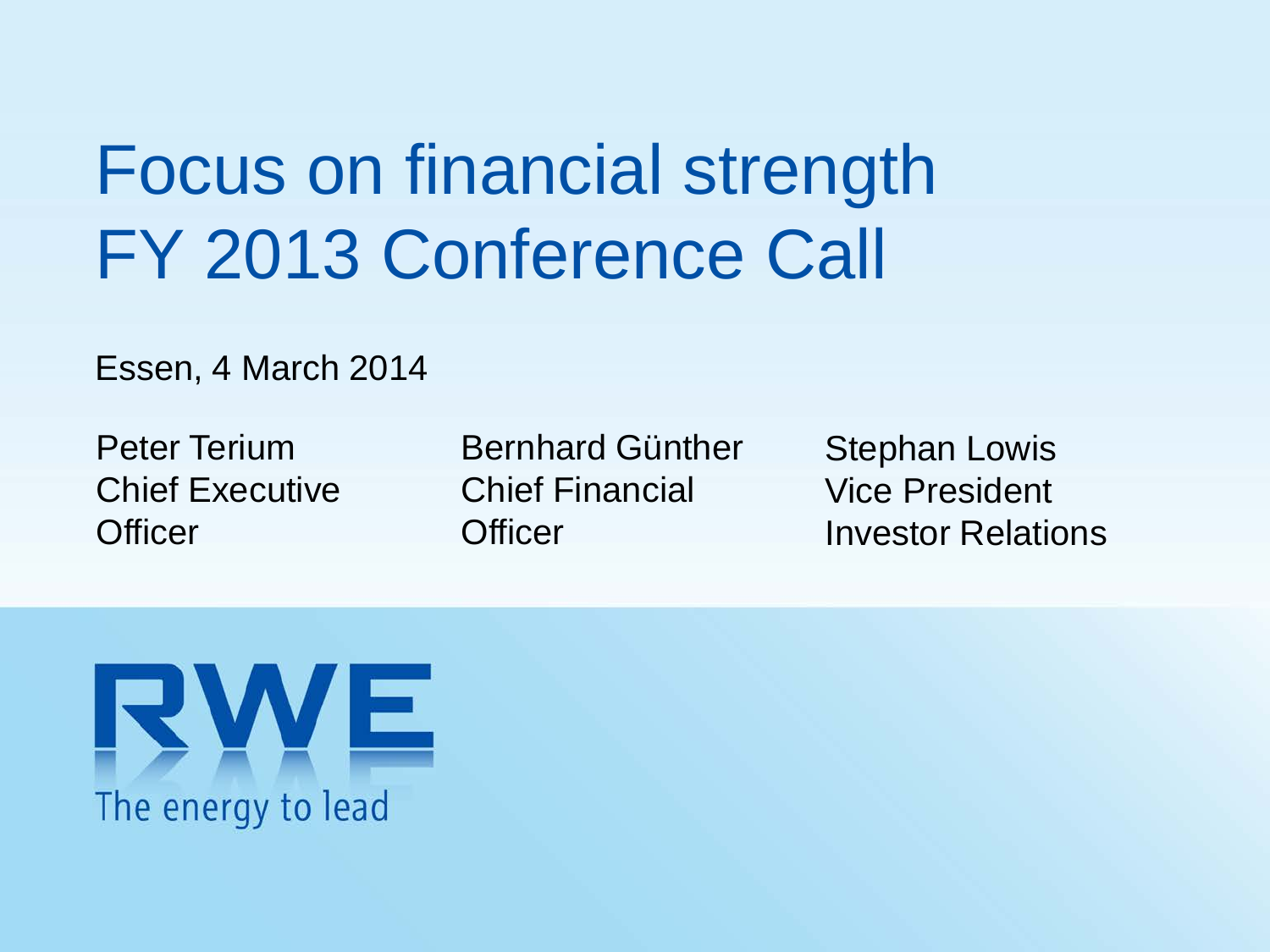# Focus on financial strength
# FY 2013 Conference Call

Essen, 4 March 2014

Peter Terium
Chief Executive Officer

Bernhard Günther
Chief Financial Officer

Stephan Lowis
Vice President
Investor Relations

RWE

The energy to lead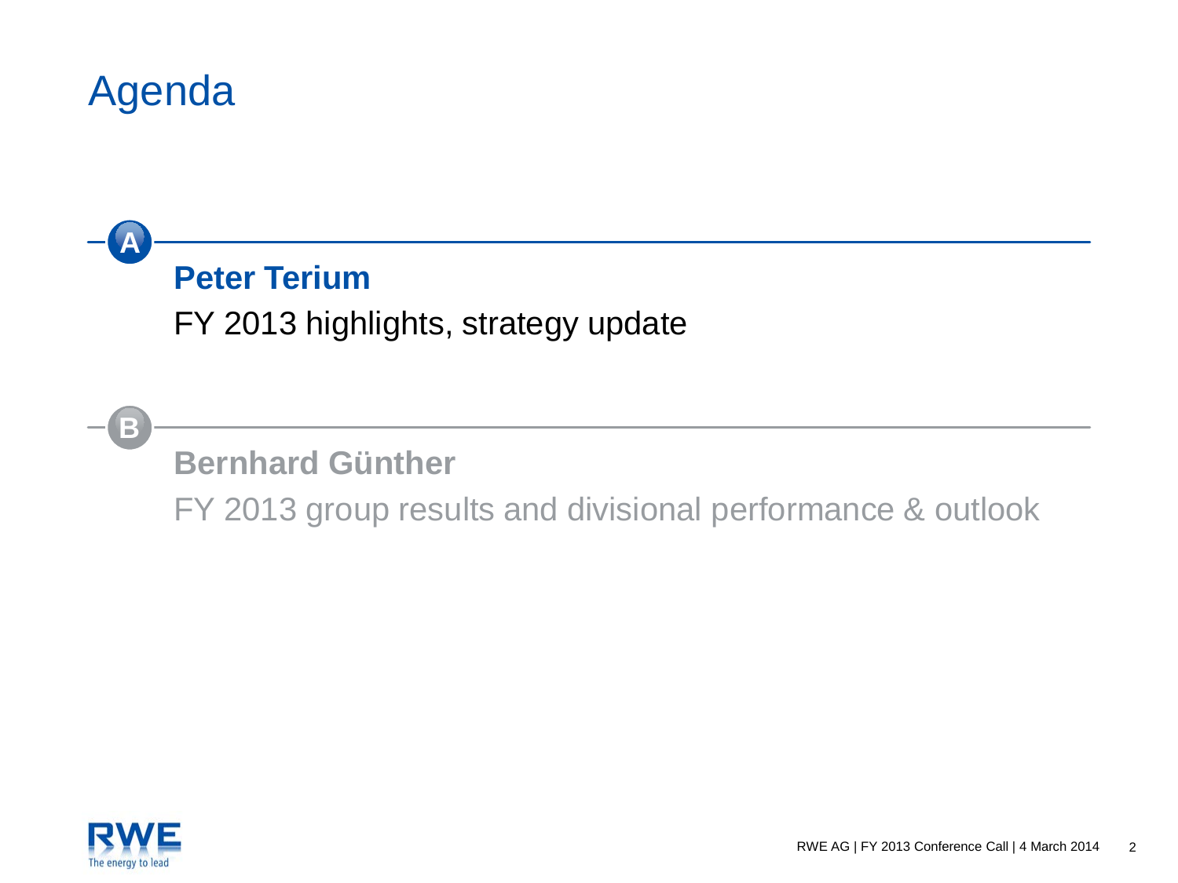# Agenda

**A**

**Peter Terium**

FY 2013 highlights, strategy update

**B**

**Bernhard Günther**

FY 2013 group results and divisional performance & outlook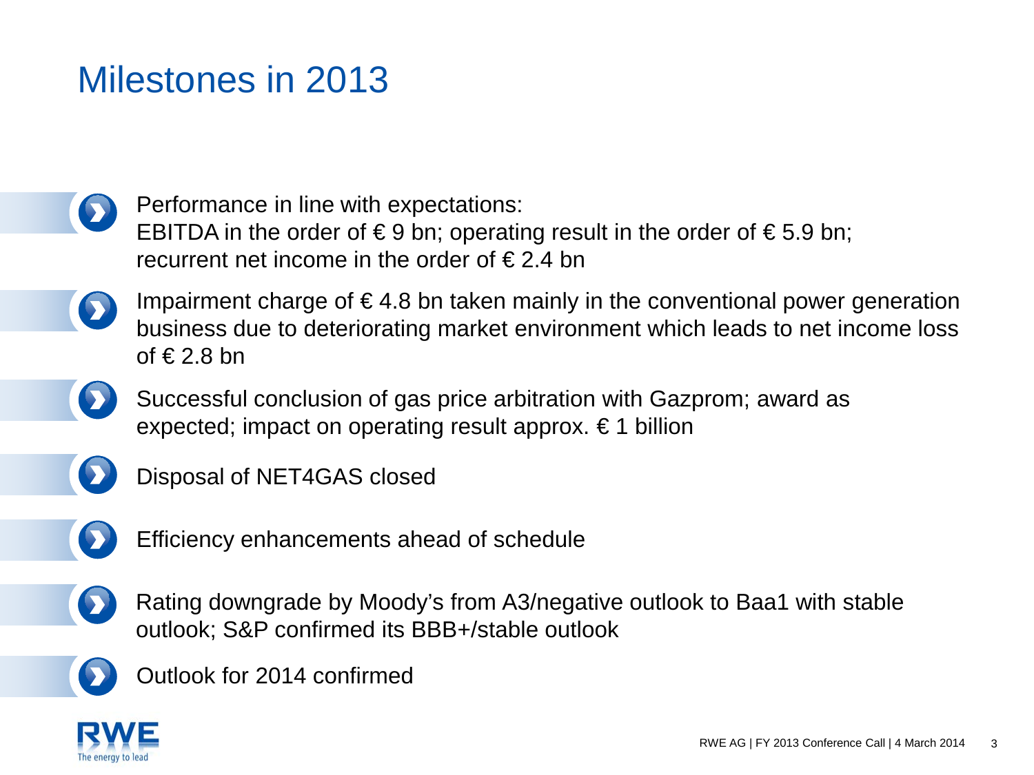# Milestones in 2013

- Performance in line with expectations:
  EBITDA in the order of € 9 bn; operating result in the order of € 5.9 bn; recurrent net income in the order of € 2.4 bn
- Impairment charge of € 4.8 bn taken mainly in the conventional power generation business due to deteriorating market environment which leads to net income loss of € 2.8 bn
- Successful conclusion of gas price arbitration with Gazprom; award as expected; impact on operating result approx. € 1 billion
- Disposal of NET4GAS closed
- Efficiency enhancements ahead of schedule
- Rating downgrade by Moody's from A3/negative outlook to Baa1 with stable outlook; S&P confirmed its BBB+/stable outlook
- Outlook for 2014 confirmed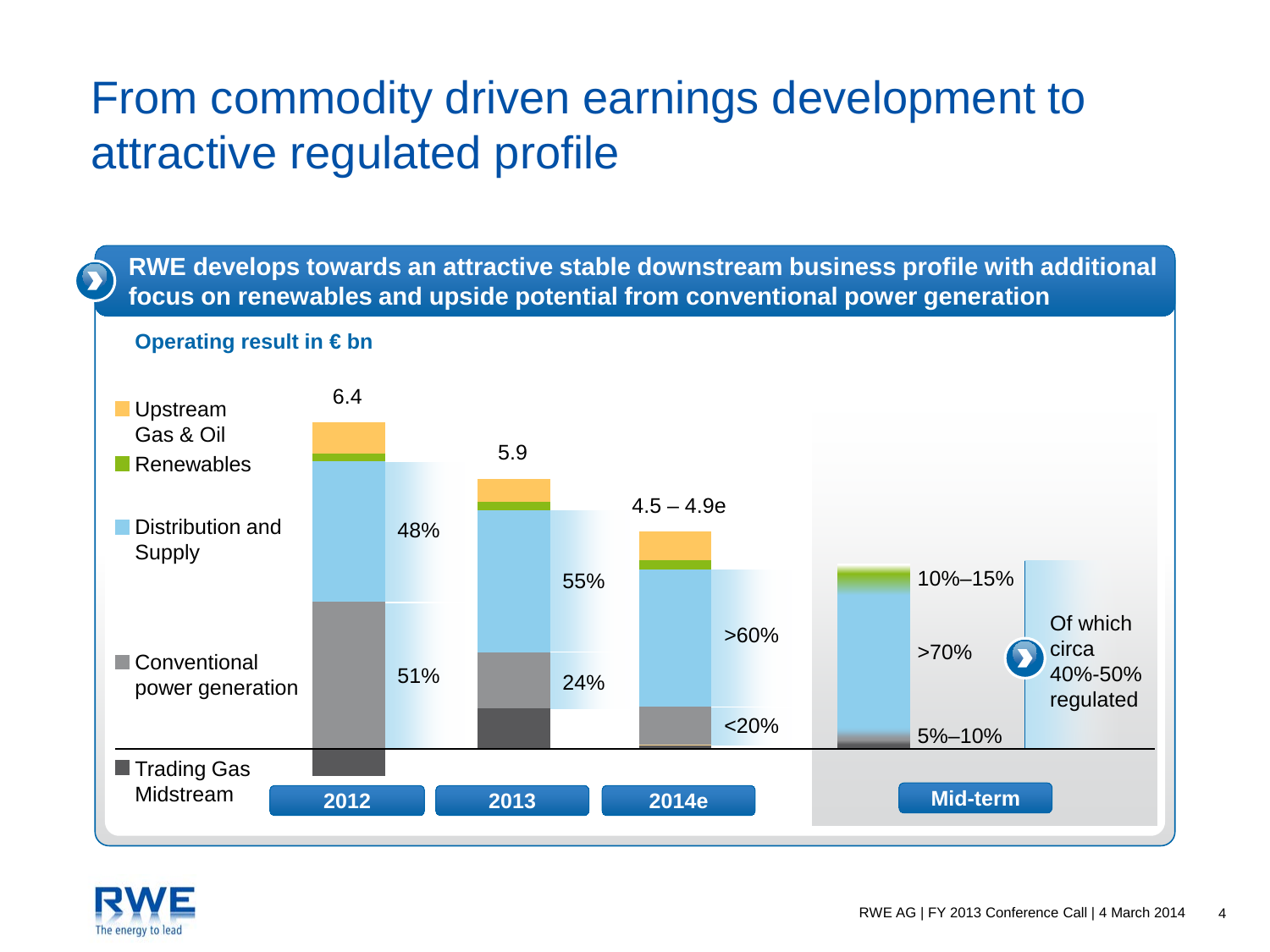# From commodity driven earnings development to attractive regulated profile

**RWE develops towards an attractive stable downstream business profile with additional focus on renewables and upside potential from conventional power generation**

**Operating result in € bn**

| | 2012 | 2013 | 2014e | Mid-term |
|---|---|---|---|---|
| Total | 6.4 | 5.9 | 4.5 – 4.9e | |
| Renewables | | | | 10%–15% |
| Distribution and Supply | 48% | 55% | >60% | >70% (Of which circa 40%-50% regulated) |
| Conventional power generation | 51% | 24% | <20% | 5%–10% |

Legend: Upstream Gas & Oil; Renewables; Distribution and Supply; Conventional power generation; Trading Gas Midstream

RWE AG | FY 2013 Conference Call | 4 March 2014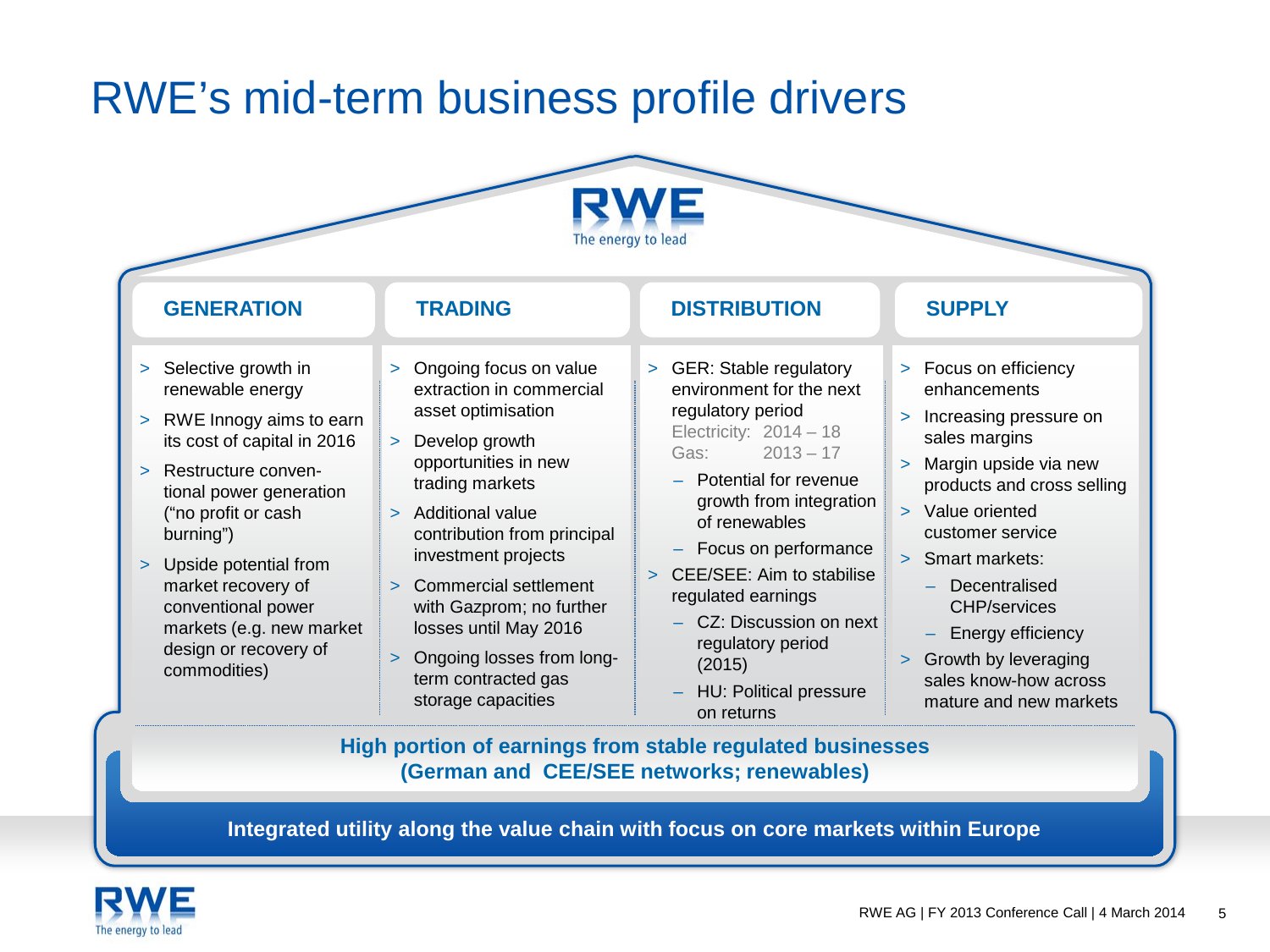# RWE's mid-term business profile drivers

RWE
The energy to lead

## GENERATION

- Selective growth in renewable energy
- RWE Innogy aims to earn its cost of capital in 2016
- Restructure conventional power generation ("no profit or cash burning")
- Upside potential from market recovery of conventional power markets (e.g. new market design or recovery of commodities)

## TRADING

- Ongoing focus on value extraction in commercial asset optimisation
- Develop growth opportunities in new trading markets
- Additional value contribution from principal investment projects
- Commercial settlement with Gazprom; no further losses until May 2016
- Ongoing losses from long-term contracted gas storage capacities

## DISTRIBUTION

- GER: Stable regulatory environment for the next regulatory period
  Electricity: 2014 – 18
  Gas: 2013 – 17
  - Potential for revenue growth from integration of renewables
  - Focus on performance
- CEE/SEE: Aim to stabilise regulated earnings
  - CZ: Discussion on next regulatory period (2015)
  - HU: Political pressure on returns

## SUPPLY

- Focus on efficiency enhancements
- Increasing pressure on sales margins
- Margin upside via new products and cross selling
- Value oriented customer service
- Smart markets:
  - Decentralised CHP/services
  - Energy efficiency
- Growth by leveraging sales know-how across mature and new markets

**High portion of earnings from stable regulated businesses (German and CEE/SEE networks; renewables)**

**Integrated utility along the value chain with focus on core markets within Europe**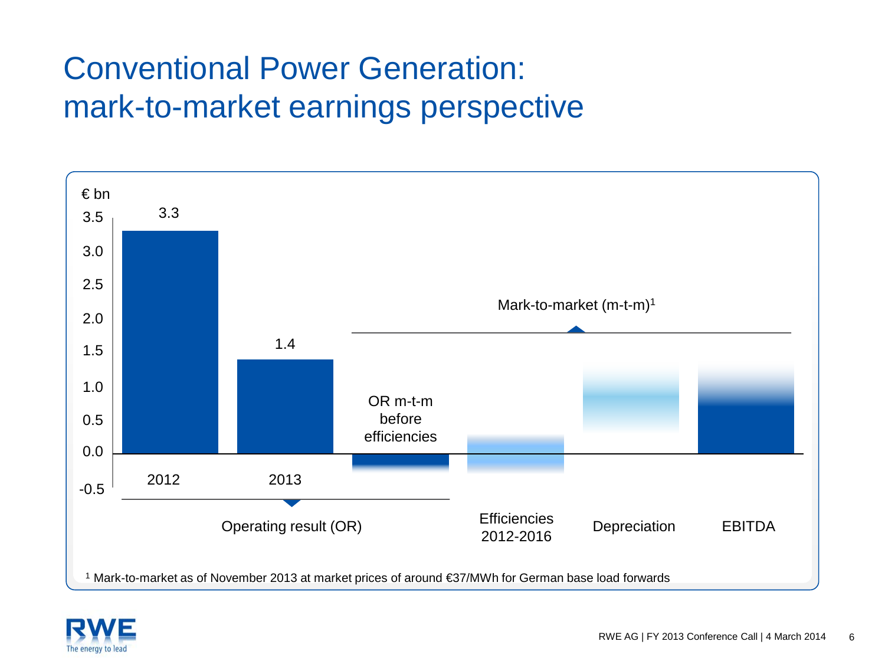# Conventional Power Generation: mark-to-market earnings perspective

€ bn

| | 2012 | 2013 | OR m-t-m before efficiencies | Efficiencies 2012-2016 | Depreciation | EBITDA |
|---|---|---|---|---|---|---|
| Value | 3.3 | 1.4 | | | | |

Operating result (OR): 2012, 2013, OR m-t-m before efficiencies

Mark-to-market (m-t-m)[1]: OR m-t-m before efficiencies, Efficiencies 2012-2016, Depreciation, EBITDA

[1] Mark-to-market as of November 2013 at market prices of around €37/MWh for German base load forwards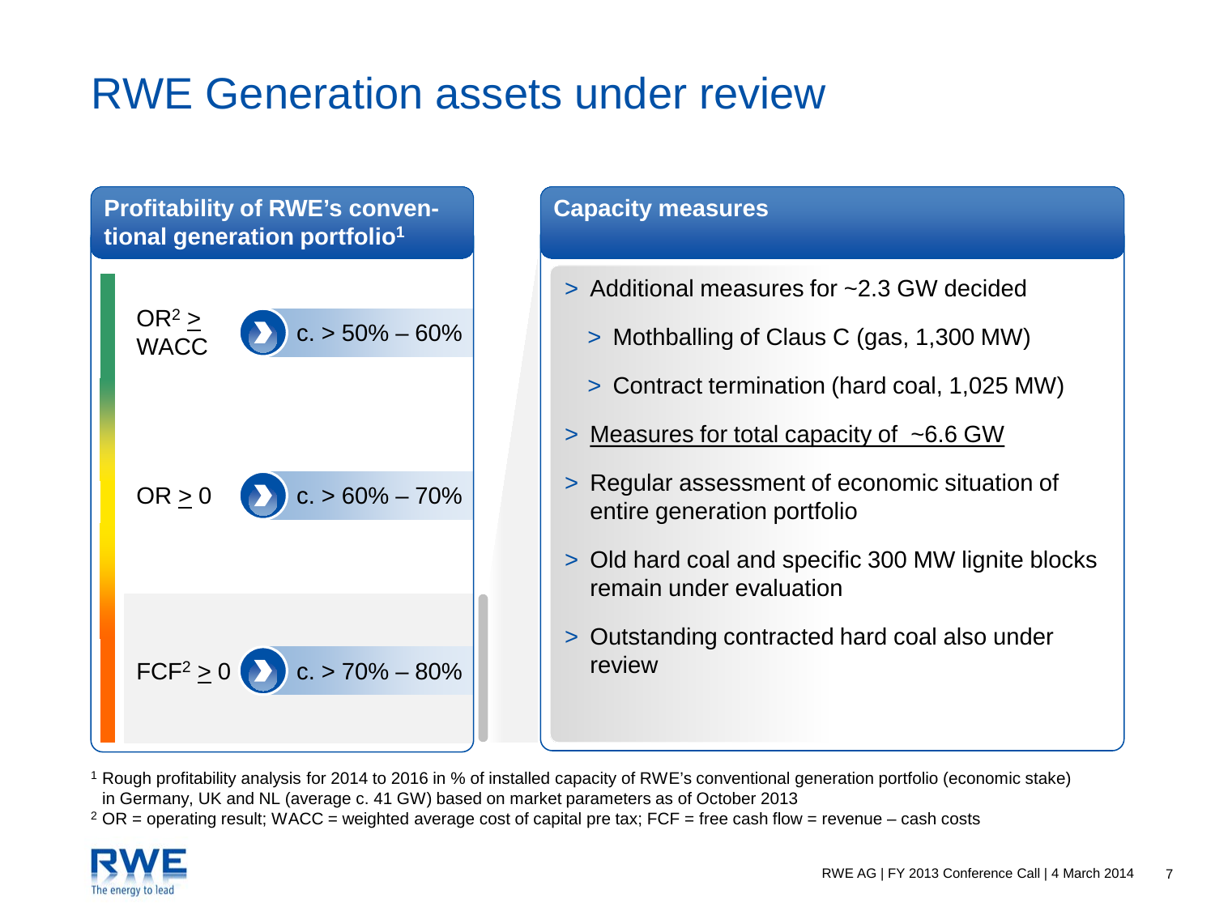# RWE Generation assets under review

## Profitability of RWE's conventional generation portfolio[1]

| Criterion | Share of capacity |
| --- | --- |
| OR[2] ≥ WACC | c. > 50% – 60% |
| OR ≥ 0 | c. > 60% – 70% |
| FCF[2] ≥ 0 | c. > 70% – 80% |

## Capacity measures

- Additional measures for ~2.3 GW decided
  - Mothballing of Claus C (gas, 1,300 MW)
  - Contract termination (hard coal, 1,025 MW)
- Measures for total capacity of ~6.6 GW
- Regular assessment of economic situation of entire generation portfolio
- Old hard coal and specific 300 MW lignite blocks remain under evaluation
- Outstanding contracted hard coal also under review

[1] Rough profitability analysis for 2014 to 2016 in % of installed capacity of RWE's conventional generation portfolio (economic stake) in Germany, UK and NL (average c. 41 GW) based on market parameters as of October 2013

[2] OR = operating result; WACC = weighted average cost of capital pre tax; FCF = free cash flow = revenue – cash costs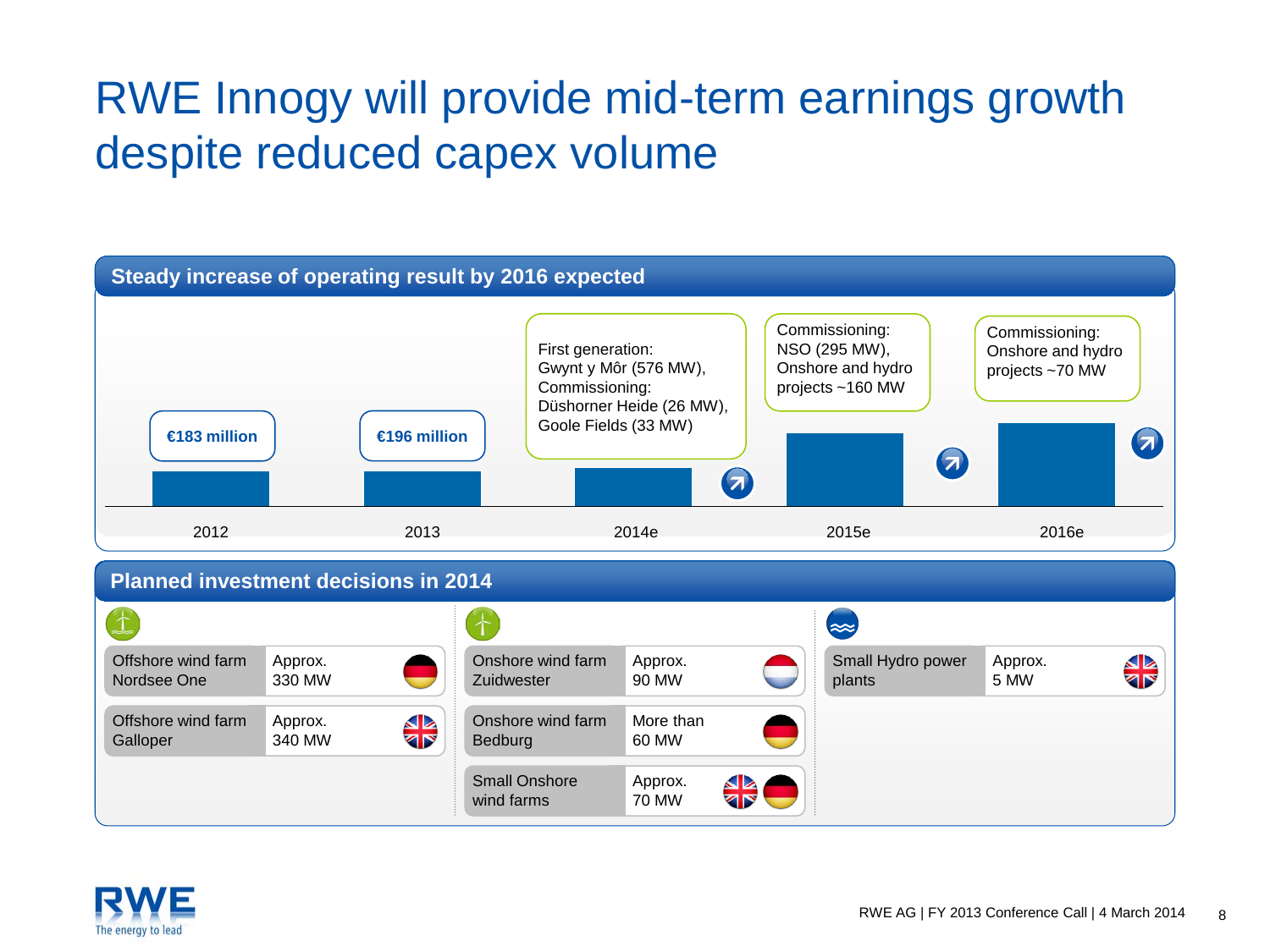# RWE Innogy will provide mid-term earnings growth despite reduced capex volume

## Steady increase of operating result by 2016 expected

| Year | Operating result / Milestones |
|---|---|
| 2012 | €183 million |
| 2013 | €196 million |
| 2014e | First generation: Gwynt y Môr (576 MW), Commissioning: Düshorner Heide (26 MW), Goole Fields (33 MW) |
| 2015e | Commissioning: NSO (295 MW), Onshore and hydro projects ~160 MW |
| 2016e | Commissioning: Onshore and hydro projects ~70 MW |

## Planned investment decisions in 2014

| Project | Capacity | Country |
|---|---|---|
| Offshore wind farm Nordsee One | Approx. 330 MW | Germany |
| Offshore wind farm Galloper | Approx. 340 MW | UK |
| Onshore wind farm Zuidwester | Approx. 90 MW | Netherlands |
| Onshore wind farm Bedburg | More than 60 MW | Germany |
| Small Onshore wind farms | Approx. 70 MW | UK, Germany |
| Small Hydro power plants | Approx. 5 MW | UK |

RWE AG | FY 2013 Conference Call | 4 March 2014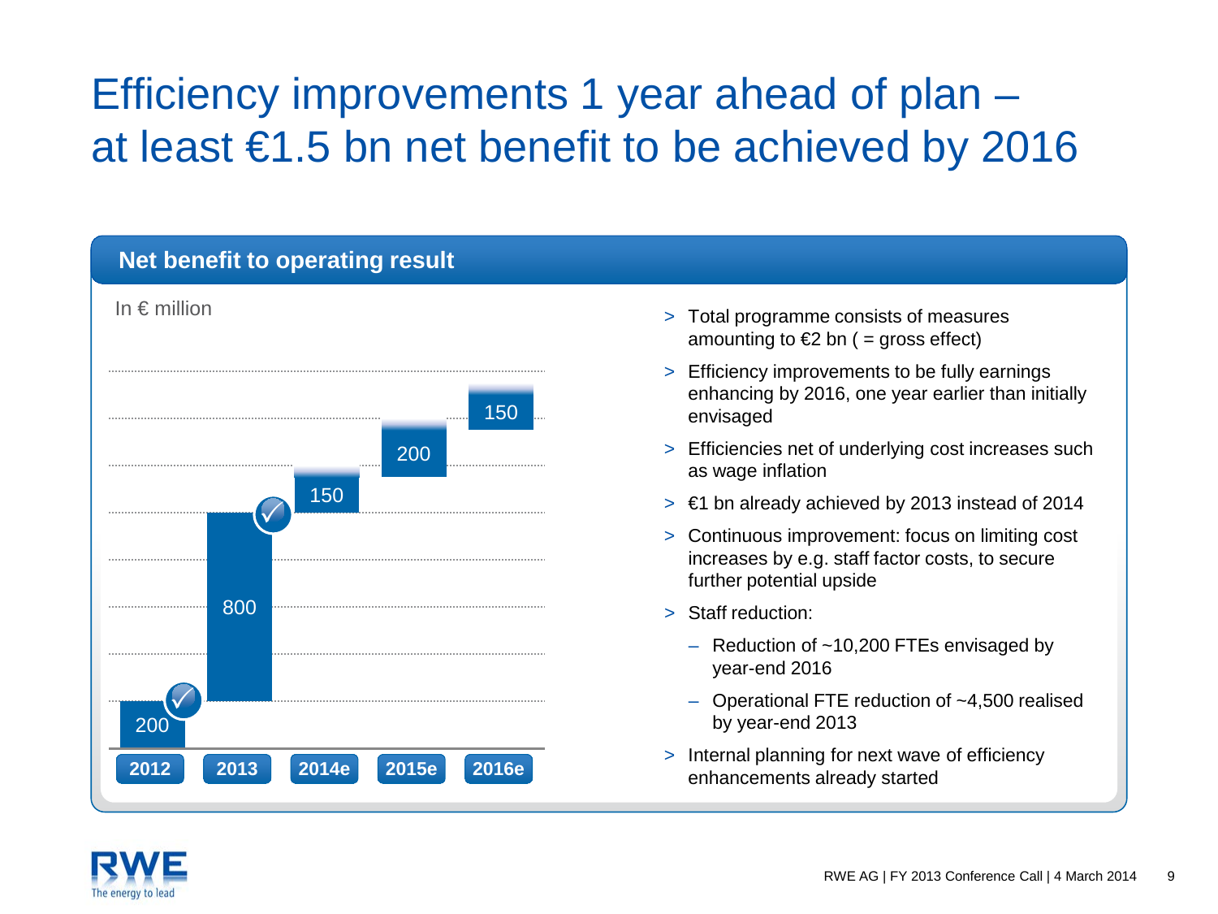# Efficiency improvements 1 year ahead of plan – at least €1.5 bn net benefit to be achieved by 2016

## Net benefit to operating result

In € million

| Year | Net benefit |
|---|---|
| 2012 | 200 |
| 2013 | 800 |
| 2014e | 150 |
| 2015e | 200 |
| 2016e | 150 |

- Total programme consists of measures amounting to €2 bn ( = gross effect)
- Efficiency improvements to be fully earnings enhancing by 2016, one year earlier than initially envisaged
- Efficiencies net of underlying cost increases such as wage inflation
- €1 bn already achieved by 2013 instead of 2014
- Continuous improvement: focus on limiting cost increases by e.g. staff factor costs, to secure further potential upside
- Staff reduction:
  - Reduction of ~10,200 FTEs envisaged by year-end 2016
  - Operational FTE reduction of ~4,500 realised by year-end 2013
- Internal planning for next wave of efficiency enhancements already started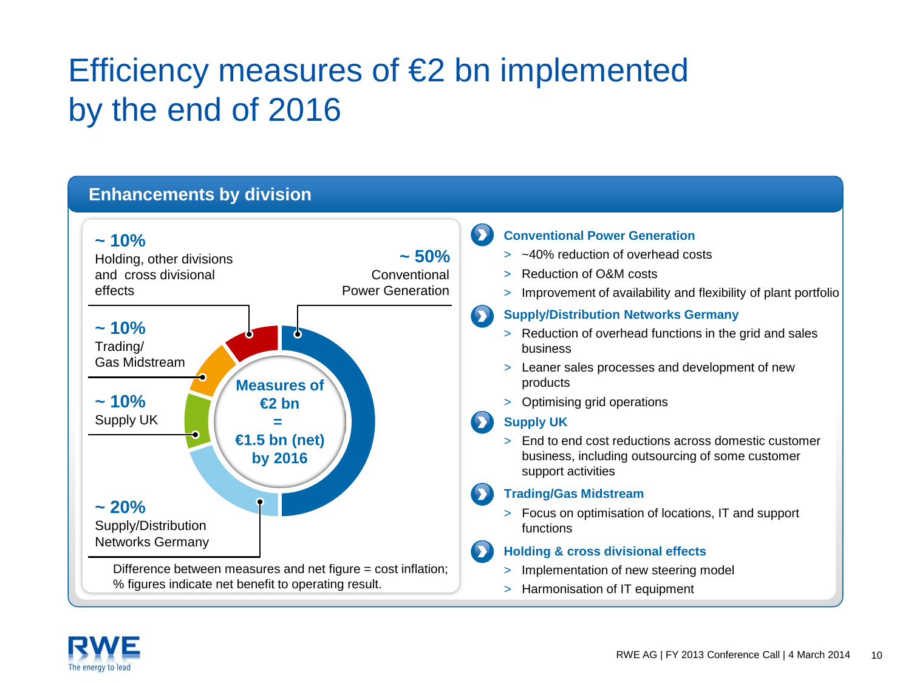# Efficiency measures of €2 bn implemented by the end of 2016

## Enhancements by division

**~ 10%**
Holding, other divisions and cross divisional effects

**~ 50%**
Conventional Power Generation

**~ 10%**
Trading/ Gas Midstream

**~ 10%**
Supply UK

**~ 20%**
Supply/Distribution Networks Germany

**Measures of €2 bn = €1.5 bn (net) by 2016**

Difference between measures and net figure = cost inflation; % figures indicate net benefit to operating result.

**Conventional Power Generation**

- ~40% reduction of overhead costs
- Reduction of O&M costs
- Improvement of availability and flexibility of plant portfolio

**Supply/Distribution Networks Germany**

- Reduction of overhead functions in the grid and sales business
- Leaner sales processes and development of new products
- Optimising grid operations

**Supply UK**

- End to end cost reductions across domestic customer business, including outsourcing of some customer support activities

**Trading/Gas Midstream**

- Focus on optimisation of locations, IT and support functions

**Holding & cross divisional effects**

- Implementation of new steering model
- Harmonisation of IT equipment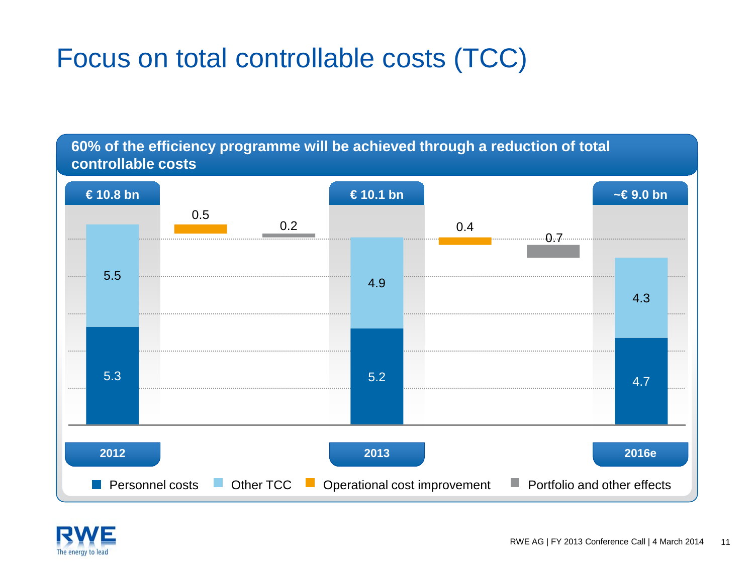# Focus on total controllable costs (TCC)

**60% of the efficiency programme will be achieved through a reduction of total controllable costs**

| | 2012 | Operational cost improvement | Portfolio and other effects | 2013 | Operational cost improvement | Portfolio and other effects | 2016e |
|---|---|---|---|---|---|---|---|
| Total | € 10.8 bn | | | € 10.1 bn | | | ~€ 9.0 bn |
| Other TCC | 5.5 | | | 4.9 | | | 4.3 |
| Personnel costs | 5.3 | | | 5.2 | | | 4.7 |
| Change | | 0.5 | 0.2 | | 0.4 | 0.7 | |

■ Personnel costs ■ Other TCC ■ Operational cost improvement ■ Portfolio and other effects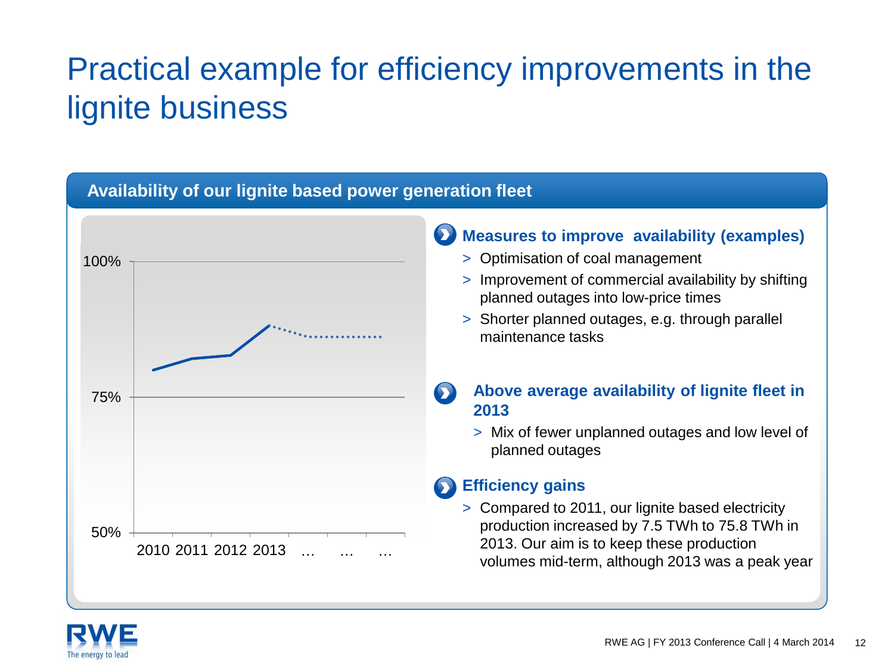# Practical example for efficiency improvements in the lignite business

## Availability of our lignite based power generation fleet

100%

75%

50%

2010 2011 2012 2013 … … …

### Measures to improve availability (examples)

- Optimisation of coal management
- Improvement of commercial availability by shifting planned outages into low-price times
- Shorter planned outages, e.g. through parallel maintenance tasks

### Above average availability of lignite fleet in 2013

- Mix of fewer unplanned outages and low level of planned outages

### Efficiency gains

- Compared to 2011, our lignite based electricity production increased by 7.5 TWh to 75.8 TWh in 2013. Our aim is to keep these production volumes mid-term, although 2013 was a peak year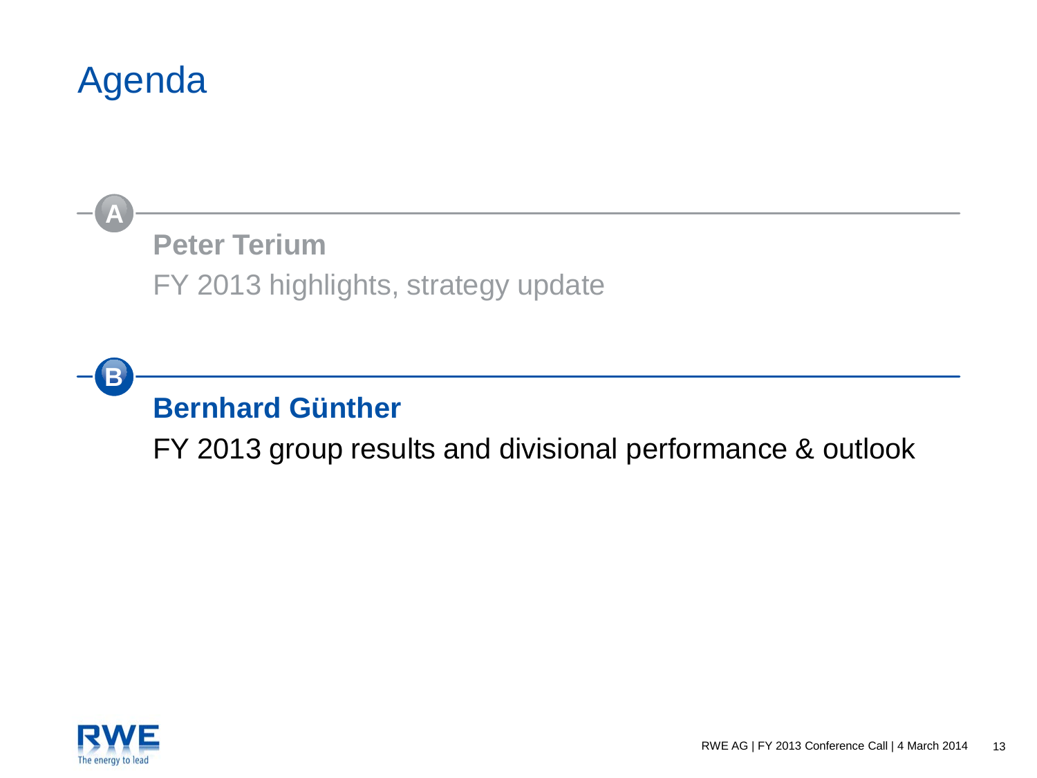# Agenda

**A**

**Peter Terium**

FY 2013 highlights, strategy update

**B**

**Bernhard Günther**

FY 2013 group results and divisional performance & outlook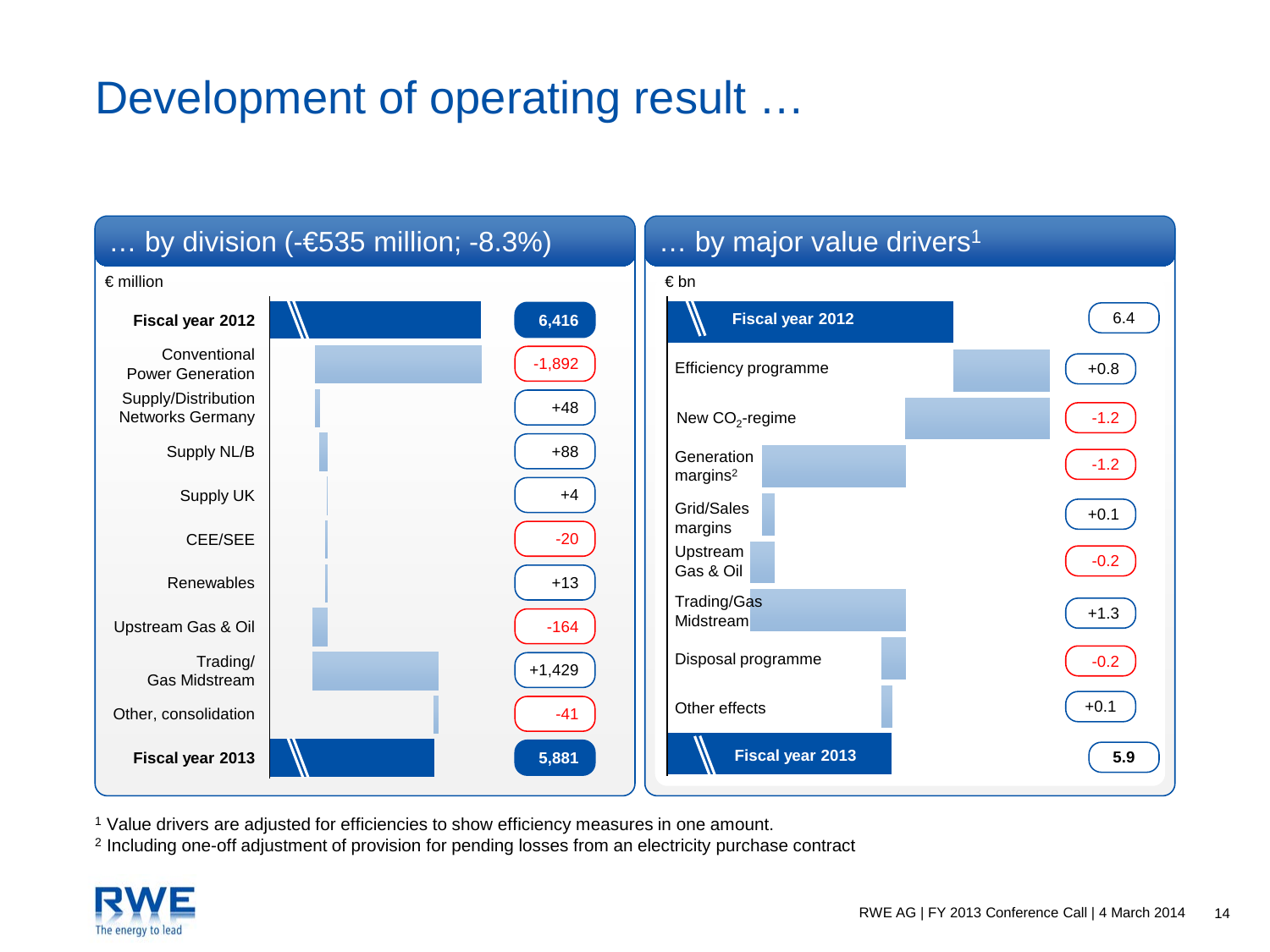# Development of operating result …

## … by division (-€535 million; -8.3%)

€ million

| Item | Value |
|---|---|
| **Fiscal year 2012** | **6,416** |
| Conventional Power Generation | -1,892 |
| Supply/Distribution Networks Germany | +48 |
| Supply NL/B | +88 |
| Supply UK | +4 |
| CEE/SEE | -20 |
| Renewables | +13 |
| Upstream Gas & Oil | -164 |
| Trading/ Gas Midstream | +1,429 |
| Other, consolidation | -41 |
| **Fiscal year 2013** | **5,881** |

## … by major value drivers[1]

€ bn

| Item | Value |
|---|---|
| **Fiscal year 2012** | 6.4 |
| Efficiency programme | +0.8 |
| New $CO_2$-regime | -1.2 |
| Generation margins[2] | -1.2 |
| Grid/Sales margins | +0.1 |
| Upstream Gas & Oil | -0.2 |
| Trading/Gas Midstream | +1.3 |
| Disposal programme | -0.2 |
| Other effects | +0.1 |
| **Fiscal year 2013** | **5.9** |

[1] Value drivers are adjusted for efficiencies to show efficiency measures in one amount.
[2] Including one-off adjustment of provision for pending losses from an electricity purchase contract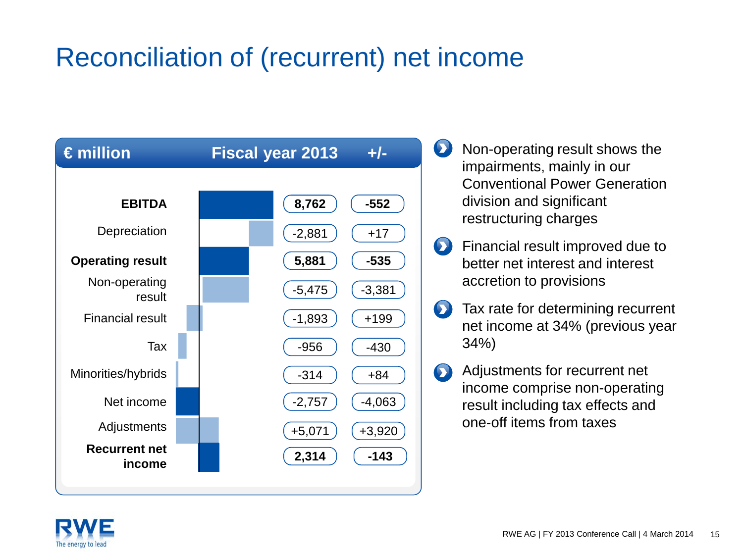# Reconciliation of (recurrent) net income

| € million | Fiscal year 2013 | +/- |
|---|---|---|
| **EBITDA** | **8,762** | **-552** |
| Depreciation | -2,881 | +17 |
| **Operating result** | **5,881** | **-535** |
| Non-operating result | -5,475 | -3,381 |
| Financial result | -1,893 | +199 |
| Tax | -956 | -430 |
| Minorities/hybrids | -314 | +84 |
| Net income | -2,757 | -4,063 |
| Adjustments | +5,071 | +3,920 |
| **Recurrent net income** | **2,314** | **-143** |

- Non-operating result shows the impairments, mainly in our Conventional Power Generation division and significant restructuring charges
- Financial result improved due to better net interest and interest accretion to provisions
- Tax rate for determining recurrent net income at 34% (previous year 34%)
- Adjustments for recurrent net income comprise non-operating result including tax effects and one-off items from taxes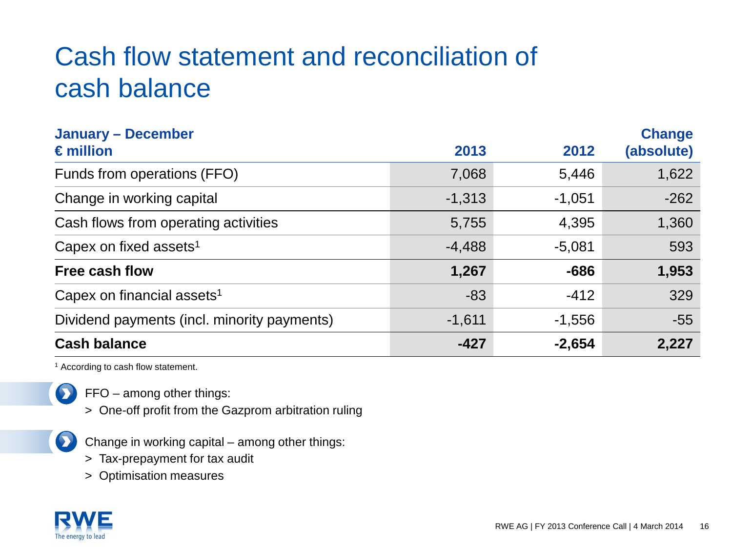# Cash flow statement and reconciliation of cash balance

| January – December<br>€ million | 2013 | 2012 | Change (absolute) |
|---|---|---|---|
| Funds from operations (FFO) | 7,068 | 5,446 | 1,622 |
| Change in working capital | -1,313 | -1,051 | -262 |
| Cash flows from operating activities | 5,755 | 4,395 | 1,360 |
| Capex on fixed assets[1] | -4,488 | -5,081 | 593 |
| **Free cash flow** | **1,267** | **-686** | **1,953** |
| Capex on financial assets[1] | -83 | -412 | 329 |
| Dividend payments (incl. minority payments) | -1,611 | -1,556 | -55 |
| **Cash balance** | **-427** | **-2,654** | **2,227** |

[1] According to cash flow statement.

- FFO – among other things:
  > One-off profit from the Gazprom arbitration ruling

- Change in working capital – among other things:
  > Tax-prepayment for tax audit
  > Optimisation measures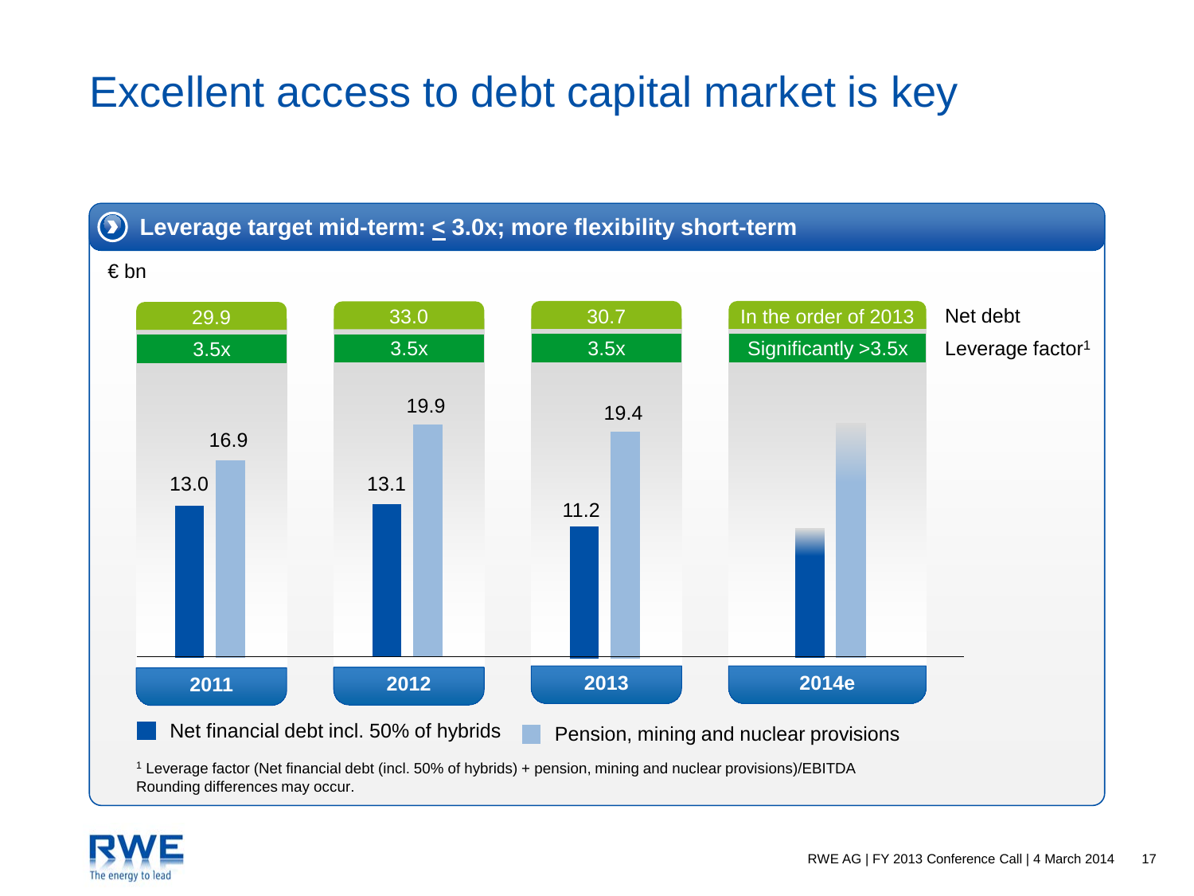# Excellent access to debt capital market is key

## Leverage target mid-term: ≤ 3.0x; more flexibility short-term

€ bn

| | 2011 | 2012 | 2013 | 2014e |
|---|---|---|---|---|
| Net debt | 29.9 | 33.0 | 30.7 | In the order of 2013 |
| Leverage factor[1] | 3.5x | 3.5x | 3.5x | Significantly >3.5x |
| Net financial debt incl. 50% of hybrids | 13.0 | 13.1 | 11.2 | |
| Pension, mining and nuclear provisions | 16.9 | 19.9 | 19.4 | |

[1] Leverage factor (Net financial debt (incl. 50% of hybrids) + pension, mining and nuclear provisions)/EBITDA

Rounding differences may occur.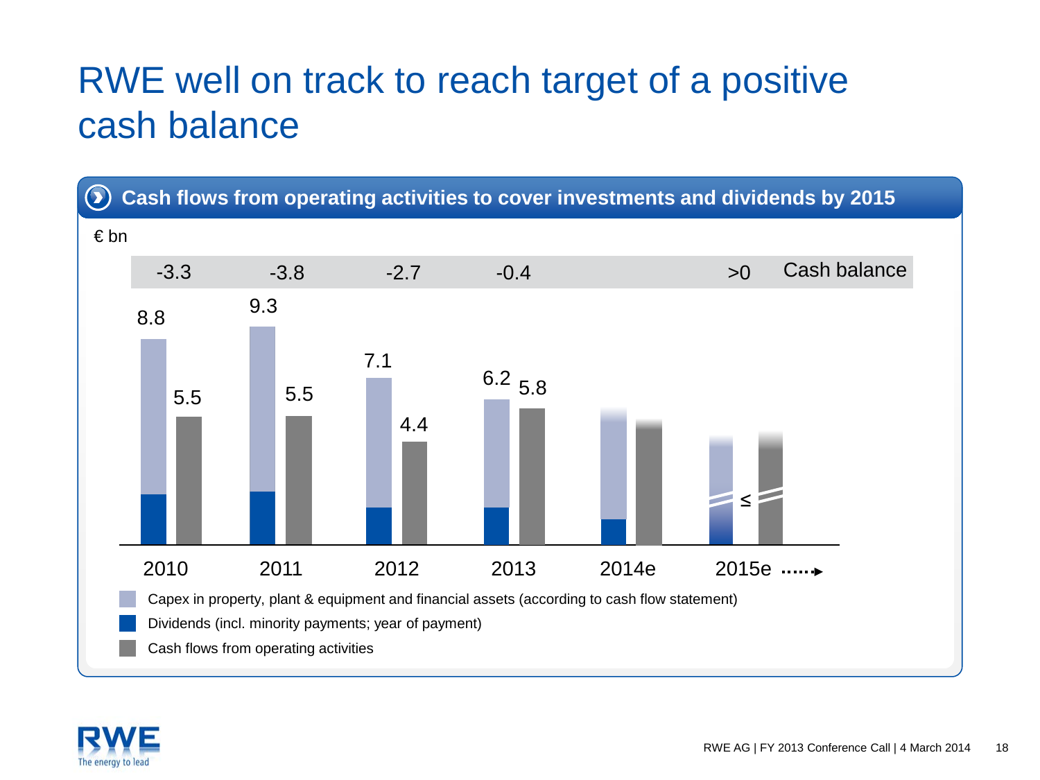# RWE well on track to reach target of a positive cash balance

## Cash flows from operating activities to cover investments and dividends by 2015

€ bn

| | 2010 | 2011 | 2012 | 2013 | 2014e | 2015e |
|---|---|---|---|---|---|---|
| Cash balance | -3.3 | -3.8 | -2.7 | -0.4 | | >0 |
| Capex in property, plant & equipment and financial assets (according to cash flow statement) + Dividends (incl. minority payments; year of payment) | 8.8 | 9.3 | 7.1 | 6.2 | | ≤ |
| Cash flows from operating activities | 5.5 | 5.5 | 4.4 | 5.8 | | |

- Capex in property, plant & equipment and financial assets (according to cash flow statement)
- Dividends (incl. minority payments; year of payment)
- Cash flows from operating activities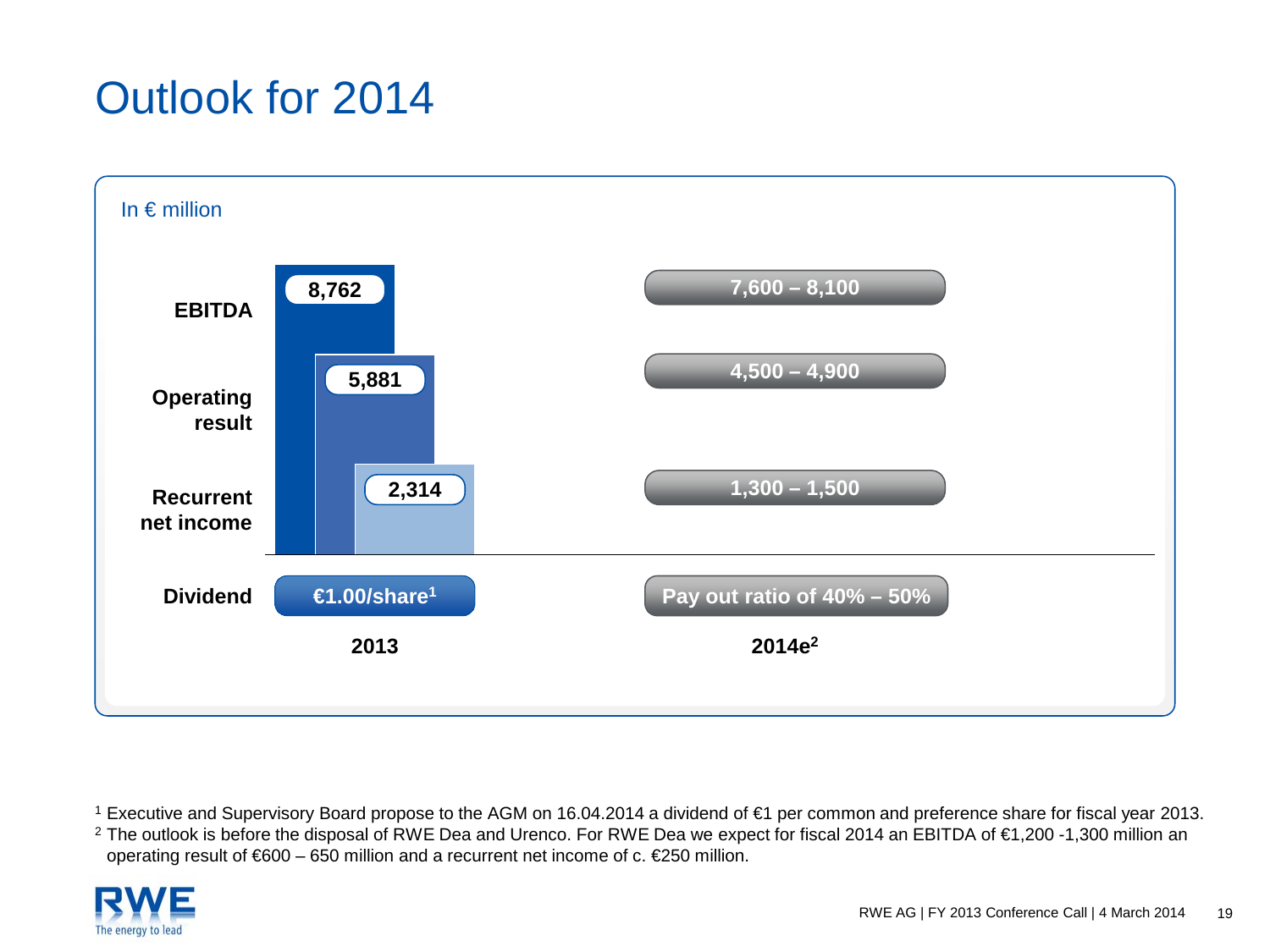# Outlook for 2014

In € million

| | 2013 | 2014e[2] |
|---|---|---|
| EBITDA | 8,762 | 7,600 – 8,100 |
| Operating result | 5,881 | 4,500 – 4,900 |
| Recurrent net income | 2,314 | 1,300 – 1,500 |
| Dividend | €1.00/share[1] | Pay out ratio of 40% – 50% |

[1] Executive and Supervisory Board propose to the AGM on 16.04.2014 a dividend of €1 per common and preference share for fiscal year 2013.

[2] The outlook is before the disposal of RWE Dea and Urenco. For RWE Dea we expect for fiscal 2014 an EBITDA of €1,200 -1,300 million an operating result of €600 – 650 million and a recurrent net income of c. €250 million.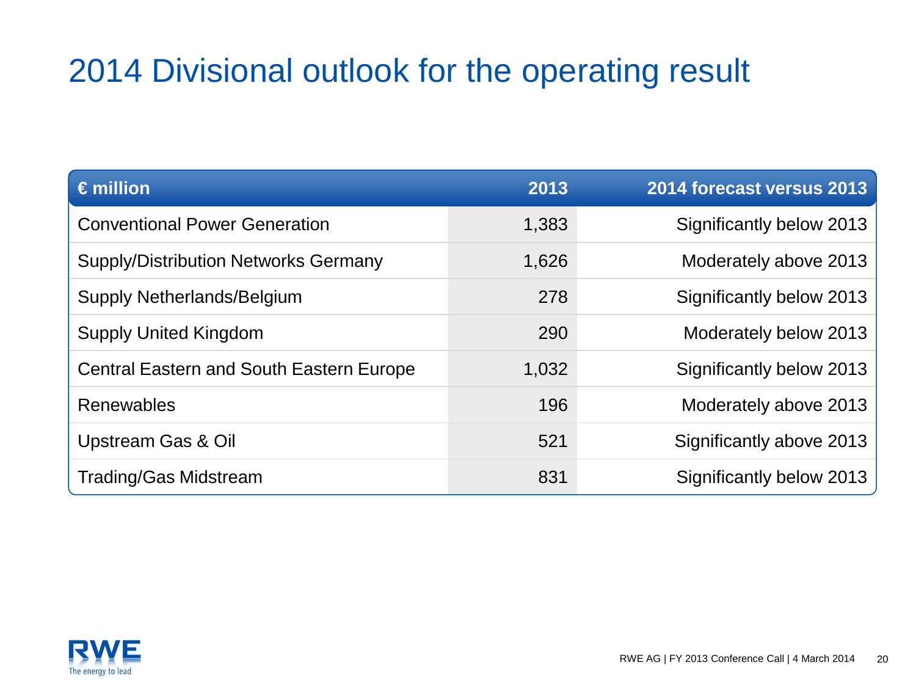# 2014 Divisional outlook for the operating result

| € million | 2013 | 2014 forecast versus 2013 |
|---|---|---|
| Conventional Power Generation | 1,383 | Significantly below 2013 |
| Supply/Distribution Networks Germany | 1,626 | Moderately above 2013 |
| Supply Netherlands/Belgium | 278 | Significantly below 2013 |
| Supply United Kingdom | 290 | Moderately below 2013 |
| Central Eastern and South Eastern Europe | 1,032 | Significantly below 2013 |
| Renewables | 196 | Moderately above 2013 |
| Upstream Gas & Oil | 521 | Significantly above 2013 |
| Trading/Gas Midstream | 831 | Significantly below 2013 |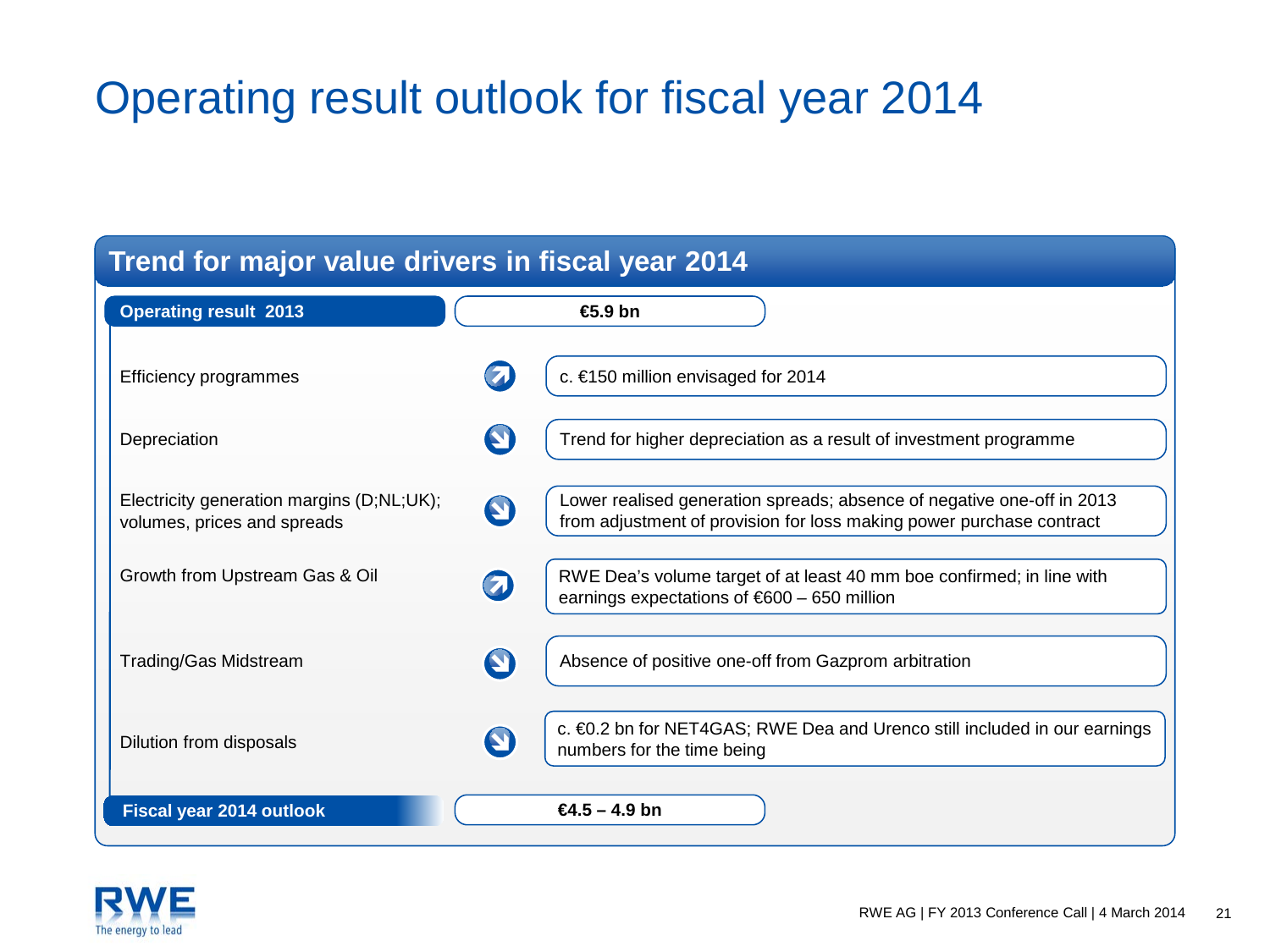# Operating result outlook for fiscal year 2014

## Trend for major value drivers in fiscal year 2014

| Value driver | Trend | Comment |
|---|---|---|
| **Operating result 2013** | | **€5.9 bn** |
| Efficiency programmes | ↗ | c. €150 million envisaged for 2014 |
| Depreciation | ↘ | Trend for higher depreciation as a result of investment programme |
| Electricity generation margins (D;NL;UK); volumes, prices and spreads | ↘ | Lower realised generation spreads; absence of negative one-off in 2013 from adjustment of provision for loss making power purchase contract |
| Growth from Upstream Gas & Oil | ↗ | RWE Dea's volume target of at least 40 mm boe confirmed; in line with earnings expectations of €600 – 650 million |
| Trading/Gas Midstream | ↘ | Absence of positive one-off from Gazprom arbitration |
| Dilution from disposals | ↘ | c. €0.2 bn for NET4GAS; RWE Dea and Urenco still included in our earnings numbers for the time being |
| **Fiscal year 2014 outlook** | | **€4.5 – 4.9 bn** |

RWE AG | FY 2013 Conference Call | 4 March 2014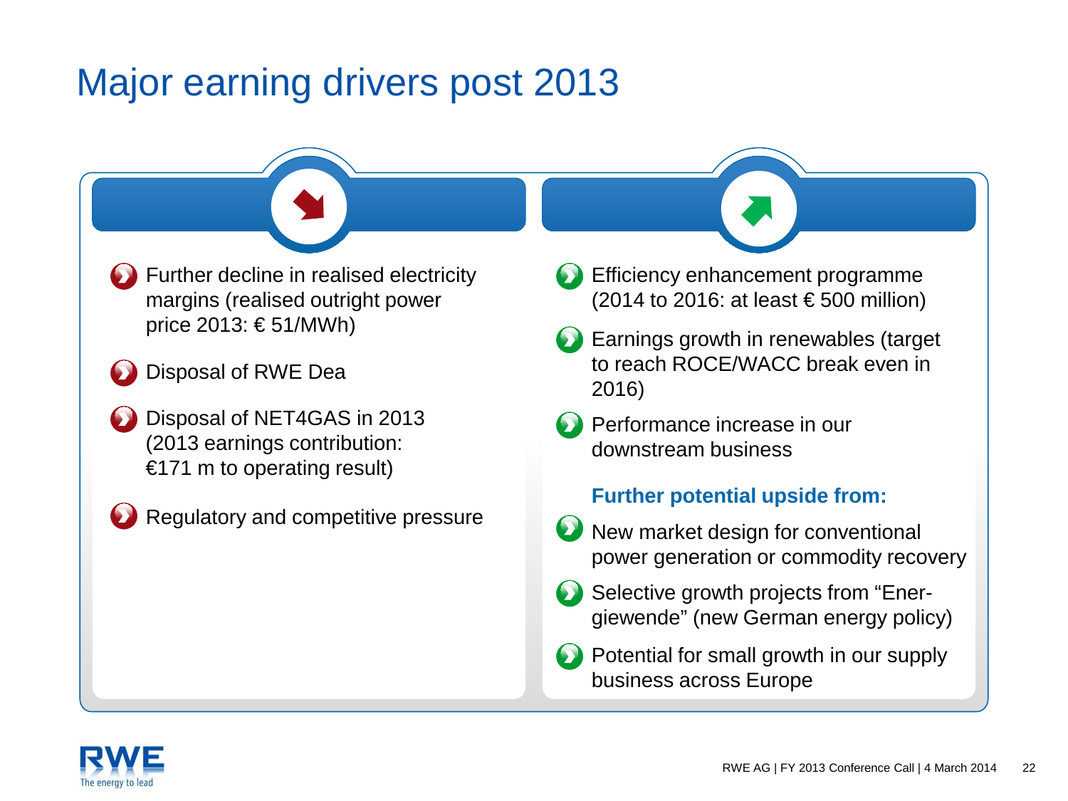# Major earning drivers post 2013

- Further decline in realised electricity margins (realised outright power price 2013: € 51/MWh)
- Disposal of RWE Dea
- Disposal of NET4GAS in 2013 (2013 earnings contribution: €171 m to operating result)
- Regulatory and competitive pressure

- Efficiency enhancement programme (2014 to 2016: at least € 500 million)
- Earnings growth in renewables (target to reach ROCE/WACC break even in 2016)
- Performance increase in our downstream business

**Further potential upside from:**

- New market design for conventional power generation or commodity recovery
- Selective growth projects from "Energiewende" (new German energy policy)
- Potential for small growth in our supply business across Europe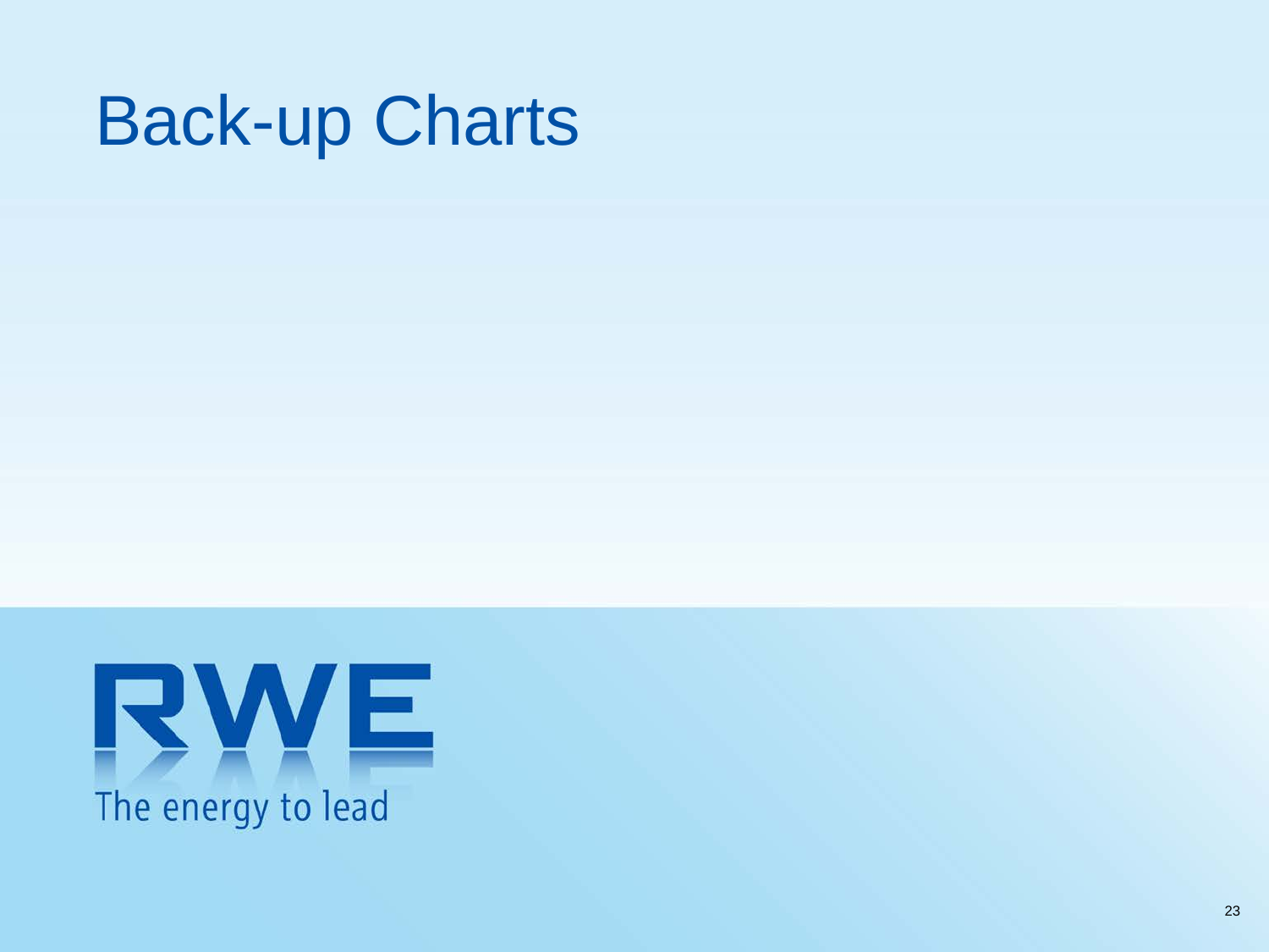# Back-up Charts

RWE

The energy to lead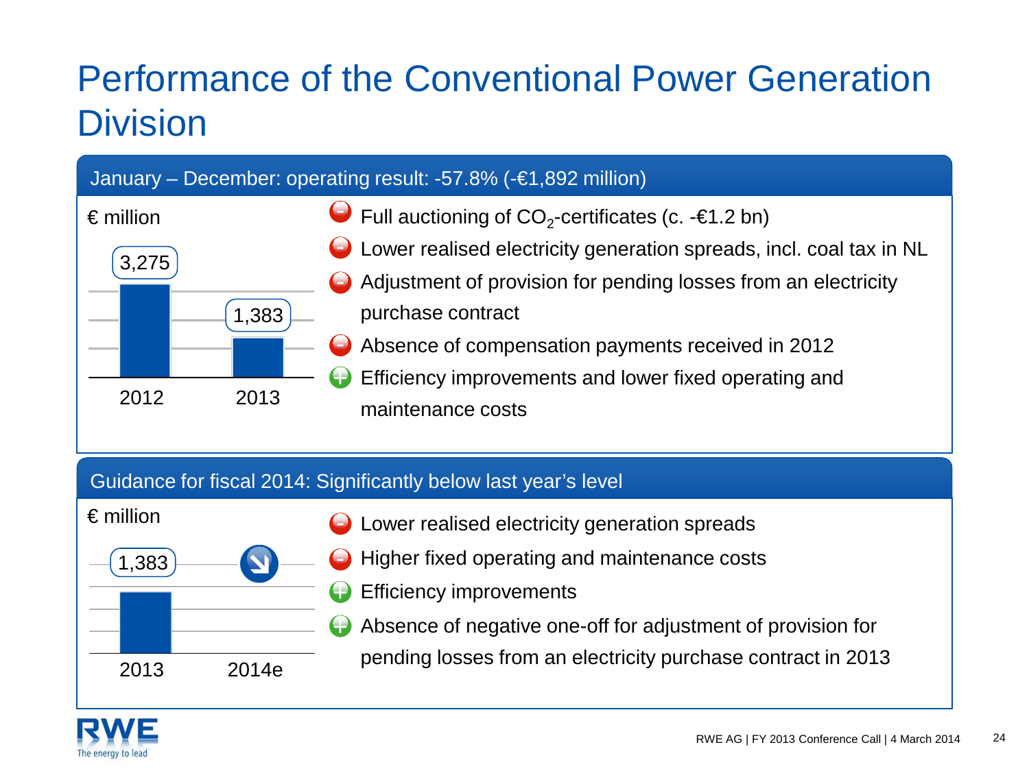# Performance of the Conventional Power Generation Division

## January – December: operating result: -57.8% (-€1,892 million)

€ million

| 2012 | 2013 |
|---|---|
| 3,275 | 1,383 |

- Full auctioning of $CO_2$-certificates (c. -€1.2 bn)
- Lower realised electricity generation spreads, incl. coal tax in NL
- Adjustment of provision for pending losses from an electricity purchase contract
- Absence of compensation payments received in 2012
- Efficiency improvements and lower fixed operating and maintenance costs

## Guidance for fiscal 2014: Significantly below last year's level

€ million

| 2013 | 2014e |
|---|---|
| 1,383 | ↘ |

- Lower realised electricity generation spreads
- Higher fixed operating and maintenance costs
- Efficiency improvements
- Absence of negative one-off for adjustment of provision for pending losses from an electricity purchase contract in 2013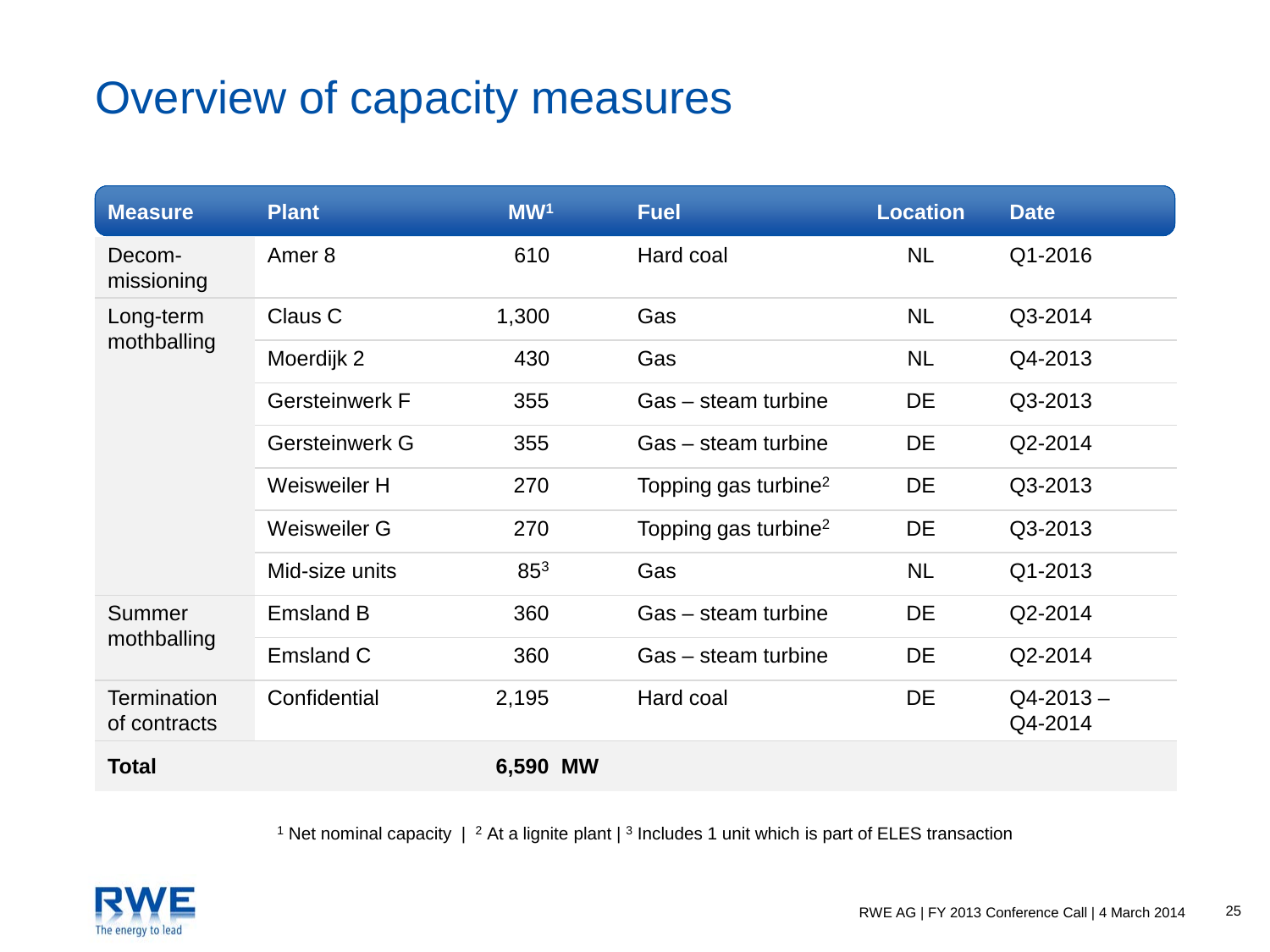# Overview of capacity measures

| Measure | Plant | MW[1] | Fuel | Location | Date |
|---|---|---|---|---|---|
| Decom-missioning | Amer 8 | 610 | Hard coal | NL | Q1-2016 |
| Long-term mothballing | Claus C | 1,300 | Gas | NL | Q3-2014 |
| | Moerdijk 2 | 430 | Gas | NL | Q4-2013 |
| | Gersteinwerk F | 355 | Gas – steam turbine | DE | Q3-2013 |
| | Gersteinwerk G | 355 | Gas – steam turbine | DE | Q2-2014 |
| | Weisweiler H | 270 | Topping gas turbine[2] | DE | Q3-2013 |
| | Weisweiler G | 270 | Topping gas turbine[2] | DE | Q3-2013 |
| | Mid-size units | 85[3] | Gas | NL | Q1-2013 |
| Summer mothballing | Emsland B | 360 | Gas – steam turbine | DE | Q2-2014 |
| | Emsland C | 360 | Gas – steam turbine | DE | Q2-2014 |
| Termination of contracts | Confidential | 2,195 | Hard coal | DE | Q4-2013 – Q4-2014 |
| **Total** | | **6,590 MW** | | | |

[1] Net nominal capacity | [2] At a lignite plant | [3] Includes 1 unit which is part of ELES transaction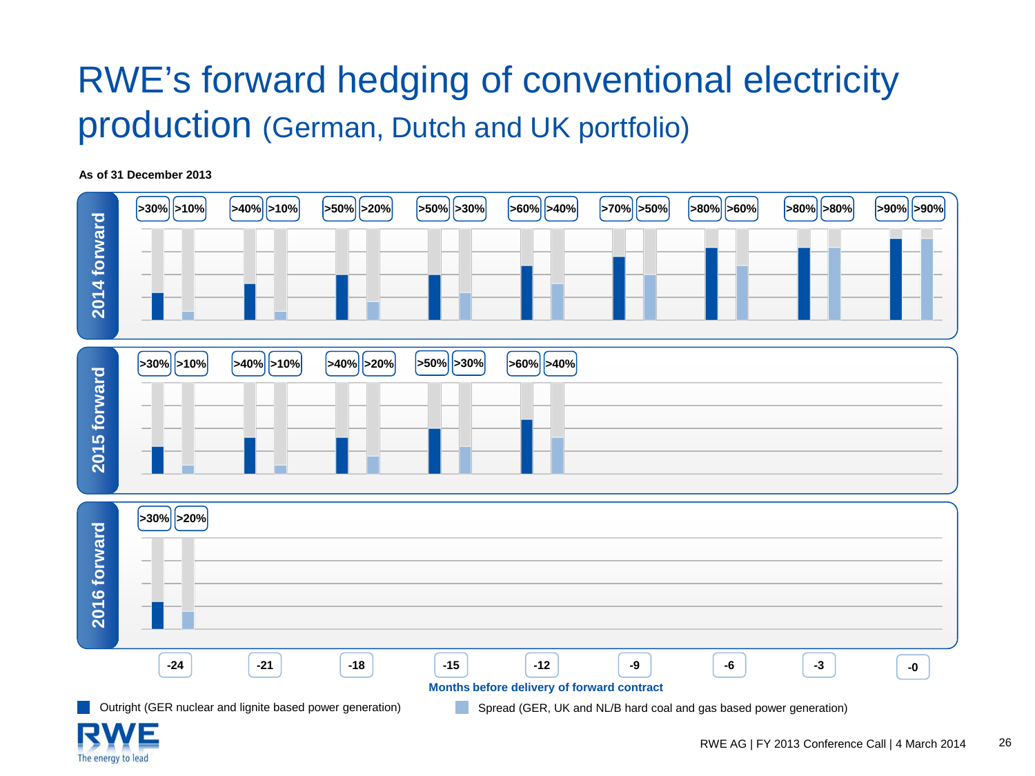# RWE's forward hedging of conventional electricity production (German, Dutch and UK portfolio)

**As of 31 December 2013**

| Months before delivery of forward contract | -24 | -21 | -18 | -15 | -12 | -9 | -6 | -3 | -0 |
|---|---|---|---|---|---|---|---|---|---|
| **2014 forward** – Outright | >30% | >40% | >50% | >50% | >60% | >70% | >80% | >80% | >90% |
| **2014 forward** – Spread | >10% | >10% | >20% | >30% | >40% | >50% | >60% | >80% | >90% |
| **2015 forward** – Outright | >30% | >40% | >40% | >50% | >60% | | | | |
| **2015 forward** – Spread | >10% | >10% | >20% | >30% | >40% | | | | |
| **2016 forward** – Outright | >30% | | | | | | | | |
| **2016 forward** – Spread | >20% | | | | | | | | |

Outright (GER nuclear and lignite based power generation)

Spread (GER, UK and NL/B hard coal and gas based power generation)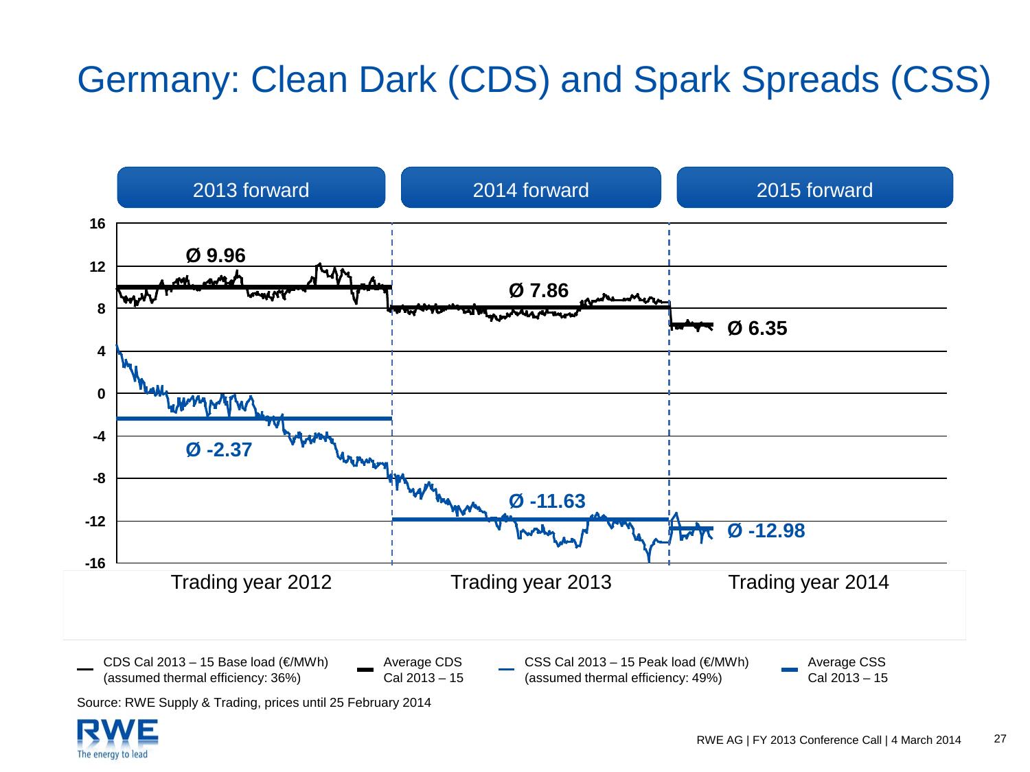# Germany: Clean Dark (CDS) and Spark Spreads (CSS)

| | 2013 forward | 2014 forward | 2015 forward |
|---|---|---|---|
| | Trading year 2012 | Trading year 2013 | Trading year 2014 |
| Average CDS | Ø 9.96 | Ø 7.86 | Ø 6.35 |
| Average CSS | Ø -2.37 | Ø -11.63 | Ø -12.98 |

- CDS Cal 2013 – 15 Base load (€/MWh) (assumed thermal efficiency: 36%)
- Average CDS Cal 2013 – 15
- CSS Cal 2013 – 15 Peak load (€/MWh) (assumed thermal efficiency: 49%)
- Average CSS Cal 2013 – 15

Source: RWE Supply & Trading, prices until 25 February 2014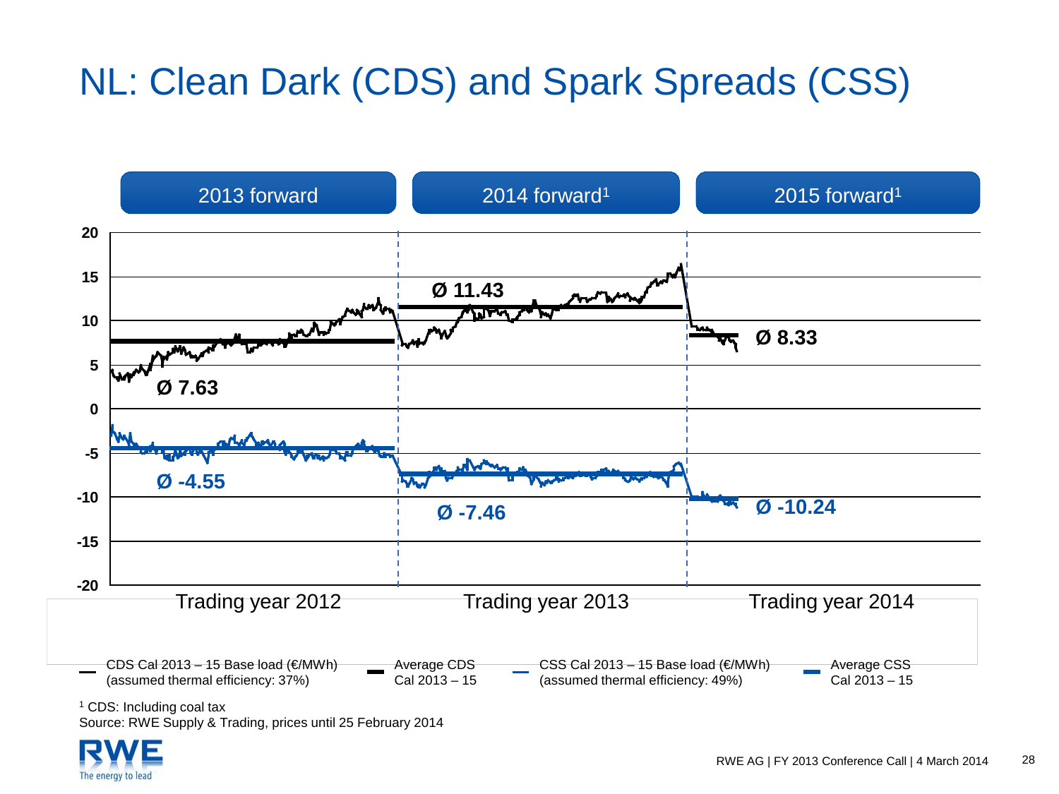# NL: Clean Dark (CDS) and Spark Spreads (CSS)

| | 2013 forward | 2014 forward[1] | 2015 forward[1] |
|---|---|---|---|
| | Trading year 2012 | Trading year 2013 | Trading year 2014 |
| Average CDS Cal 2013 – 15 | Ø 7.63 | Ø 11.43 | Ø 8.33 |
| Average CSS Cal 2013 – 15 | Ø -4.55 | Ø -7.46 | Ø -10.24 |

- CDS Cal 2013 – 15 Base load (€/MWh) (assumed thermal efficiency: 37%)
- Average CDS Cal 2013 – 15
- CSS Cal 2013 – 15 Base load (€/MWh) (assumed thermal efficiency: 49%)
- Average CSS Cal 2013 – 15

[1] CDS: Including coal tax

Source: RWE Supply & Trading, prices until 25 February 2014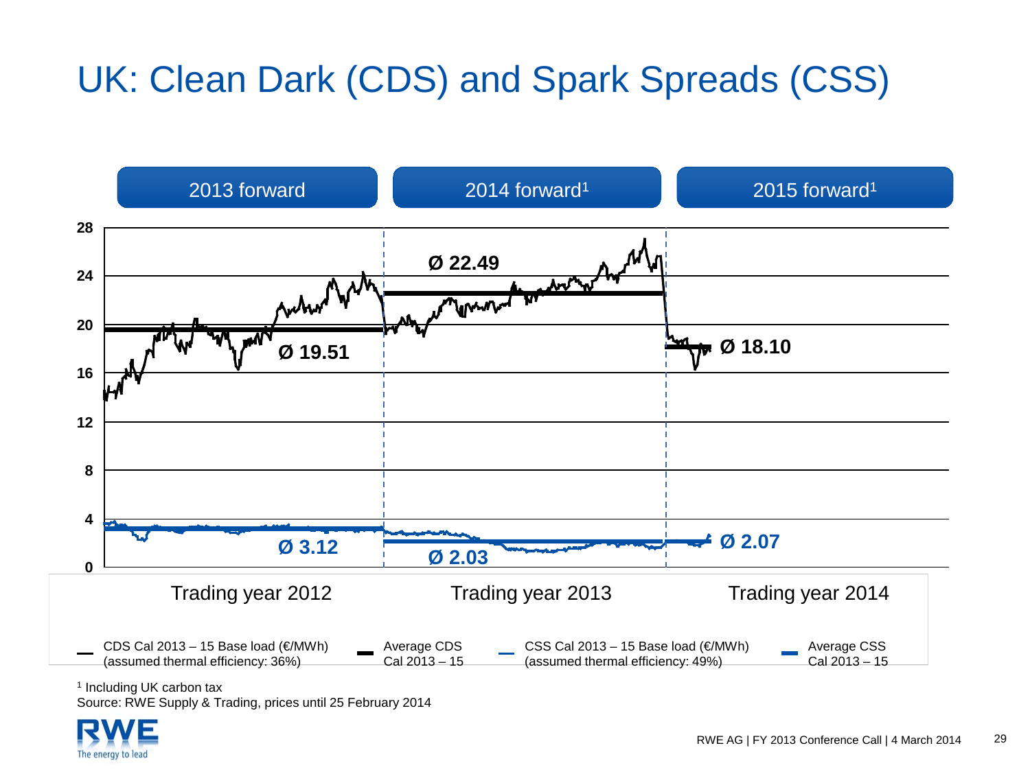# UK: Clean Dark (CDS) and Spark Spreads (CSS)

| | 2013 forward | 2014 forward[1] | 2015 forward[1] |
|---|---|---|---|
| | Trading year 2012 | Trading year 2013 | Trading year 2014 |
| Average CDS Cal 2013 – 15 | Ø 19.51 | Ø 22.49 | Ø 18.10 |
| Average CSS Cal 2013 – 15 | Ø 3.12 | Ø 2.03 | Ø 2.07 |

- CDS Cal 2013 – 15 Base load (€/MWh) (assumed thermal efficiency: 36%)
- Average CDS Cal 2013 – 15
- CSS Cal 2013 – 15 Base load (€/MWh) (assumed thermal efficiency: 49%)
- Average CSS Cal 2013 – 15

[1] Including UK carbon tax

Source: RWE Supply & Trading, prices until 25 February 2014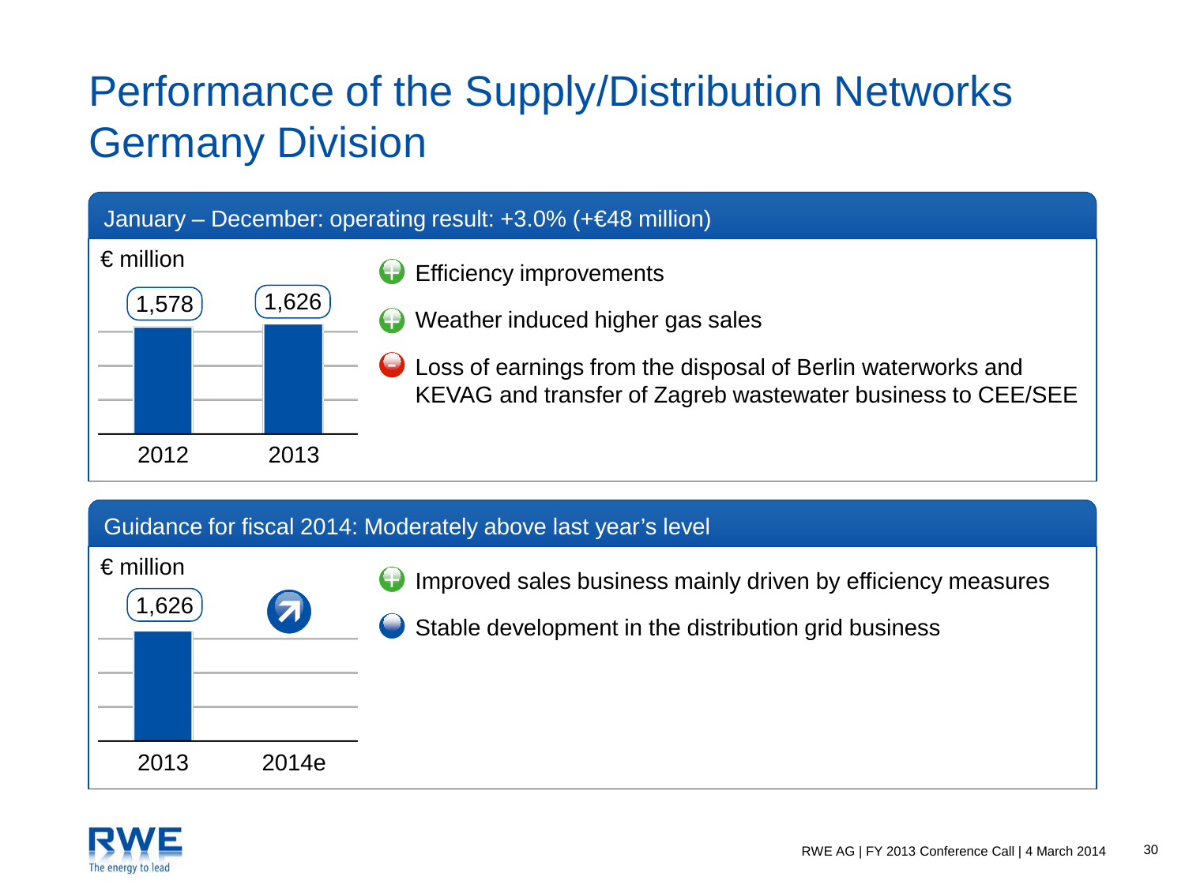# Performance of the Supply/Distribution Networks Germany Division

## January – December: operating result: +3.0% (+€48 million)

€ million

| 2012 | 2013 |
|---|---|
| 1,578 | 1,626 |

- Efficiency improvements
- Weather induced higher gas sales
- Loss of earnings from the disposal of Berlin waterworks and KEVAG and transfer of Zagreb wastewater business to CEE/SEE

## Guidance for fiscal 2014: Moderately above last year's level

€ million

| 2013 | 2014e |
|---|---|
| 1,626 | ↗ |

- Improved sales business mainly driven by efficiency measures
- Stable development in the distribution grid business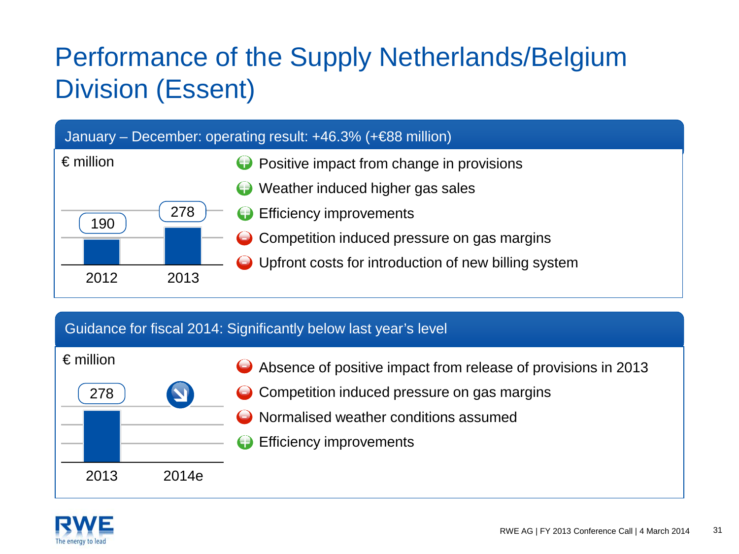# Performance of the Supply Netherlands/Belgium Division (Essent)

## January – December: operating result: +46.3% (+€88 million)

€ million

| 2012 | 2013 |
| --- | --- |
| 190 | 278 |

- (+) Positive impact from change in provisions
- (+) Weather induced higher gas sales
- (+) Efficiency improvements
- (–) Competition induced pressure on gas margins
- (–) Upfront costs for introduction of new billing system

## Guidance for fiscal 2014: Significantly below last year's level

€ million

| 2013 | 2014e |
| --- | --- |
| 278 | ↘ |

- (–) Absence of positive impact from release of provisions in 2013
- (–) Competition induced pressure on gas margins
- (–) Normalised weather conditions assumed
- (+) Efficiency improvements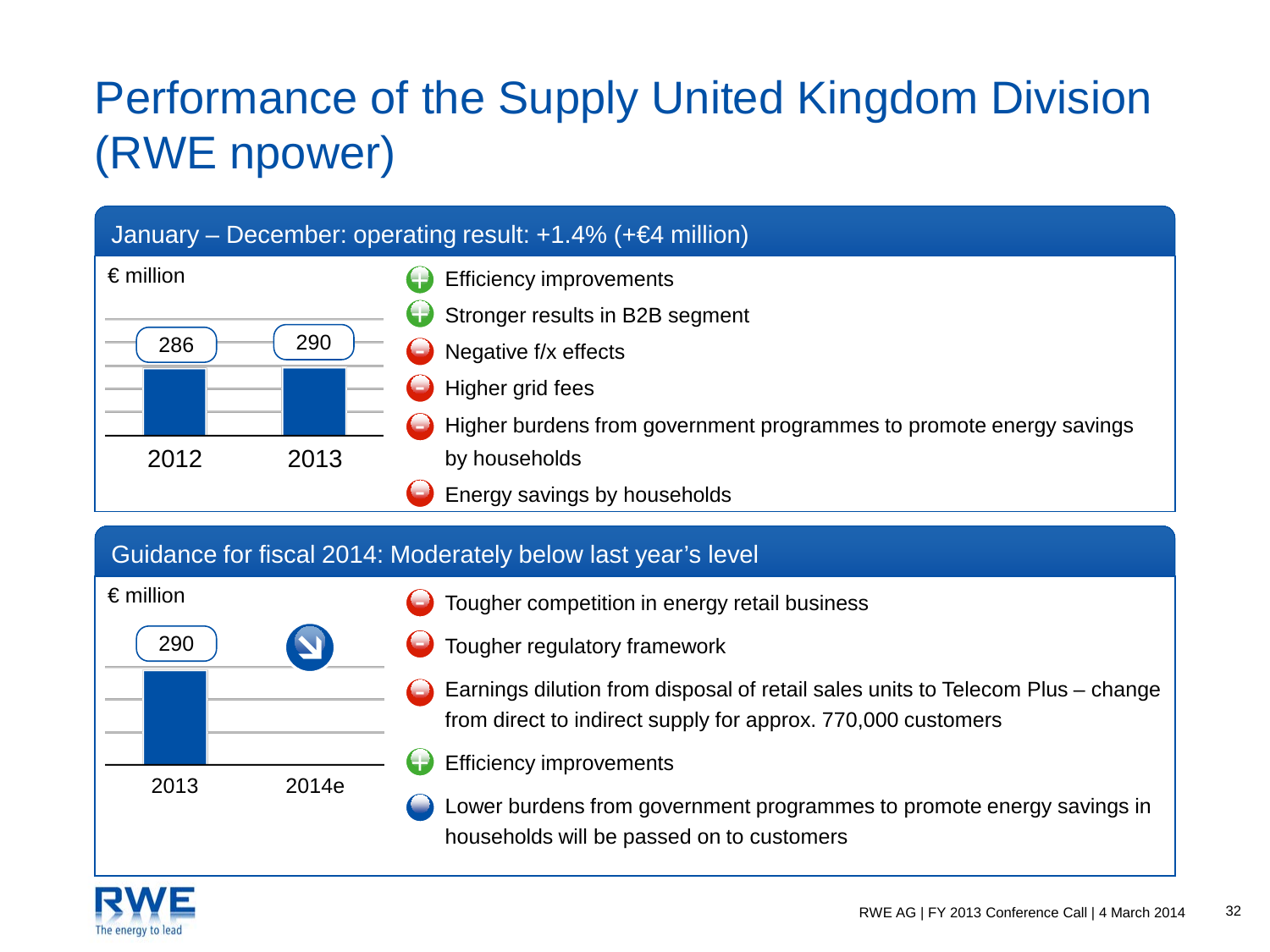# Performance of the Supply United Kingdom Division (RWE npower)

## January – December: operating result: +1.4% (+€4 million)

€ million

| 2012 | 2013 |
|---|---|
| 286 | 290 |

- (+) Efficiency improvements
- (+) Stronger results in B2B segment
- (–) Negative f/x effects
- (–) Higher grid fees
- (–) Higher burdens from government programmes to promote energy savings by households
- (–) Energy savings by households

## Guidance for fiscal 2014: Moderately below last year's level

€ million

| 2013 | 2014e |
|---|---|
| 290 | ↘ |

- (–) Tougher competition in energy retail business
- (–) Tougher regulatory framework
- (–) Earnings dilution from disposal of retail sales units to Telecom Plus – change from direct to indirect supply for approx. 770,000 customers
- (+) Efficiency improvements
- (○) Lower burdens from government programmes to promote energy savings in households will be passed on to customers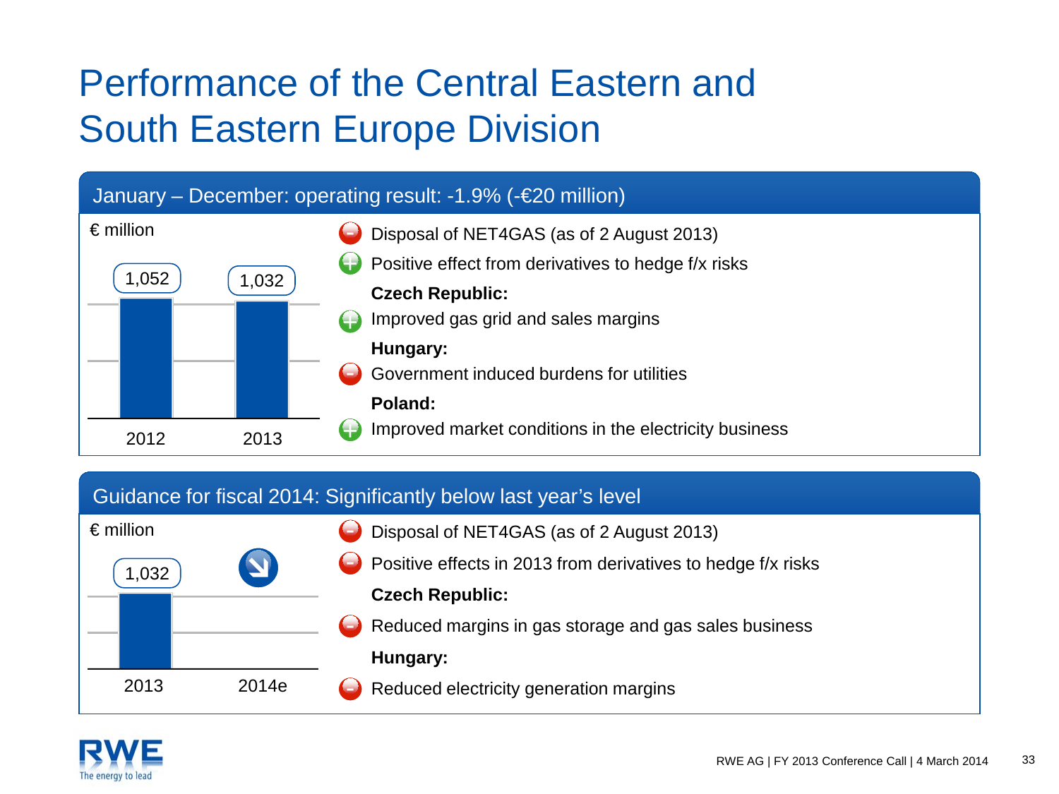# Performance of the Central Eastern and South Eastern Europe Division

## January – December: operating result: -1.9% (-€20 million)

€ million

| | 2012 | 2013 |
|---|---|---|
| Operating result | 1,052 | 1,032 |

- (–) Disposal of NET4GAS (as of 2 August 2013)
- (+) Positive effect from derivatives to hedge f/x risks

**Czech Republic:**

- (+) Improved gas grid and sales margins

**Hungary:**

- (–) Government induced burdens for utilities

**Poland:**

- (+) Improved market conditions in the electricity business

## Guidance for fiscal 2014: Significantly below last year's level

€ million

| | 2013 | 2014e |
|---|---|---|
| Operating result | 1,032 | ↘ |

- (–) Disposal of NET4GAS (as of 2 August 2013)
- (–) Positive effects in 2013 from derivatives to hedge f/x risks

**Czech Republic:**

- (–) Reduced margins in gas storage and gas sales business

**Hungary:**

- (–) Reduced electricity generation margins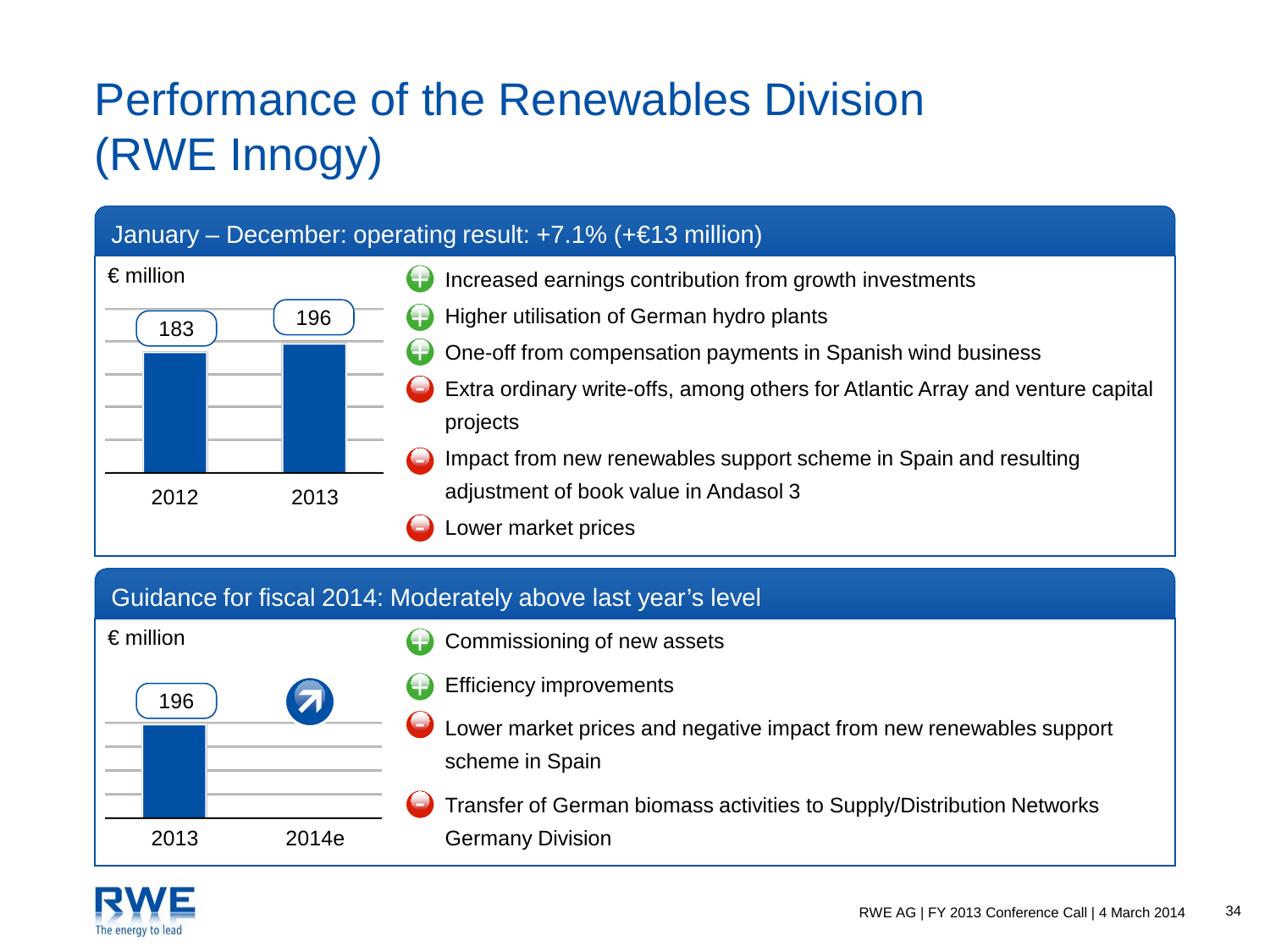# Performance of the Renewables Division (RWE Innogy)

## January – December: operating result: +7.1% (+€13 million)

€ million

| Year | Value |
|---|---|
| 2012 | 183 |
| 2013 | 196 |

- (+) Increased earnings contribution from growth investments
- (+) Higher utilisation of German hydro plants
- (+) One-off from compensation payments in Spanish wind business
- (−) Extra ordinary write-offs, among others for Atlantic Array and venture capital projects
- (−) Impact from new renewables support scheme in Spain and resulting adjustment of book value in Andasol 3
- (−) Lower market prices

## Guidance for fiscal 2014: Moderately above last year's level

€ million

| Year | Value |
|---|---|
| 2013 | 196 |
| 2014e | ↗ |

- (+) Commissioning of new assets
- (+) Efficiency improvements
- (−) Lower market prices and negative impact from new renewables support scheme in Spain
- (−) Transfer of German biomass activities to Supply/Distribution Networks Germany Division

RWE AG | FY 2013 Conference Call | 4 March 2014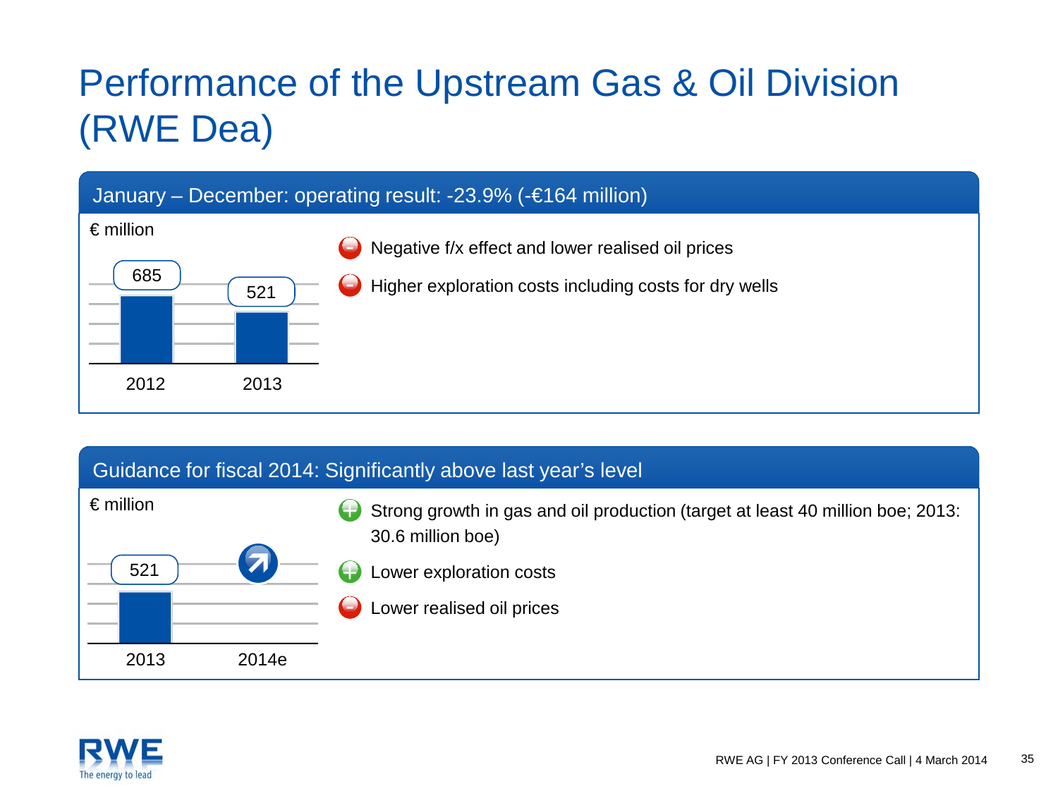# Performance of the Upstream Gas & Oil Division (RWE Dea)

## January – December: operating result: -23.9% (-€164 million)

€ million

| 2012 | 2013 |
|---|---|
| 685 | 521 |

- ⊖ Negative f/x effect and lower realised oil prices
- ⊖ Higher exploration costs including costs for dry wells

## Guidance for fiscal 2014: Significantly above last year's level

€ million

| 2013 | 2014e |
|---|---|
| 521 | ↗ |

- ⊕ Strong growth in gas and oil production (target at least 40 million boe; 2013: 30.6 million boe)
- ⊕ Lower exploration costs
- ⊖ Lower realised oil prices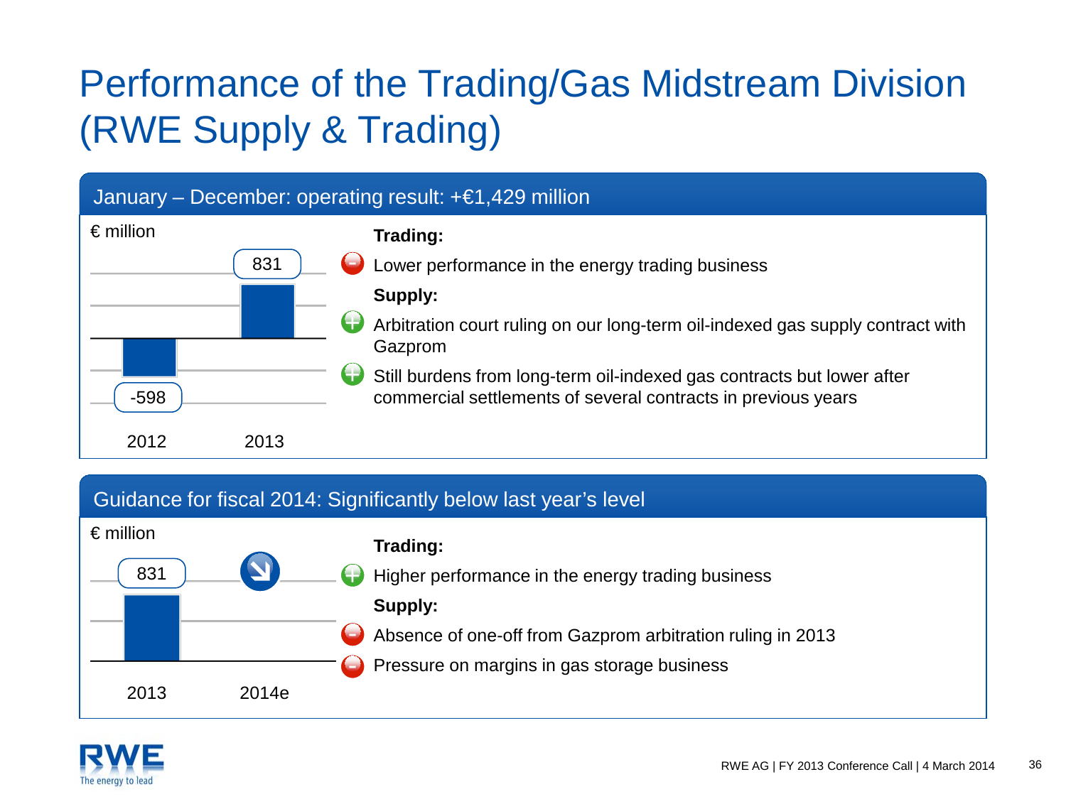# Performance of the Trading/Gas Midstream Division (RWE Supply & Trading)

## January – December: operating result: +€1,429 million

€ million

| | 2012 | 2013 |
|---|---|---|
| Operating result | -598 | 831 |

**Trading:**

- (–) Lower performance in the energy trading business

**Supply:**

- (+) Arbitration court ruling on our long-term oil-indexed gas supply contract with Gazprom
- (+) Still burdens from long-term oil-indexed gas contracts but lower after commercial settlements of several contracts in previous years

## Guidance for fiscal 2014: Significantly below last year's level

€ million

| | 2013 | 2014e |
|---|---|---|
| Operating result | 831 | ↘ |

**Trading:**

- (+) Higher performance in the energy trading business

**Supply:**

- (–) Absence of one-off from Gazprom arbitration ruling in 2013
- (–) Pressure on margins in gas storage business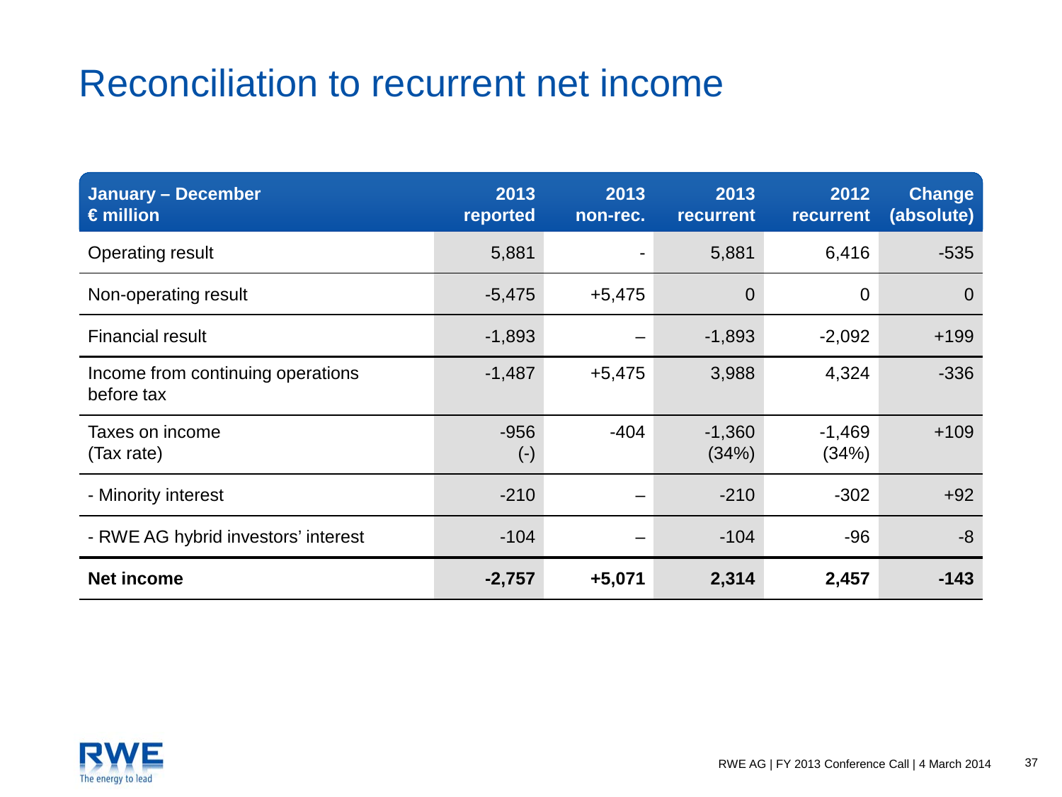# Reconciliation to recurrent net income

| January – December<br>€ million | 2013<br>reported | 2013<br>non-rec. | 2013<br>recurrent | 2012<br>recurrent | Change<br>(absolute) |
|---|---|---|---|---|---|
| Operating result | 5,881 | - | 5,881 | 6,416 | -535 |
| Non-operating result | -5,475 | +5,475 | 0 | 0 | 0 |
| Financial result | -1,893 | – | -1,893 | -2,092 | +199 |
| Income from continuing operations before tax | -1,487 | +5,475 | 3,988 | 4,324 | -336 |
| Taxes on income<br>(Tax rate) | -956<br>(-) | -404 | -1,360<br>(34%) | -1,469<br>(34%) | +109 |
| - Minority interest | -210 | – | -210 | -302 | +92 |
| - RWE AG hybrid investors' interest | -104 | – | -104 | -96 | -8 |
| **Net income** | **-2,757** | **+5,071** | **2,314** | **2,457** | **-143** |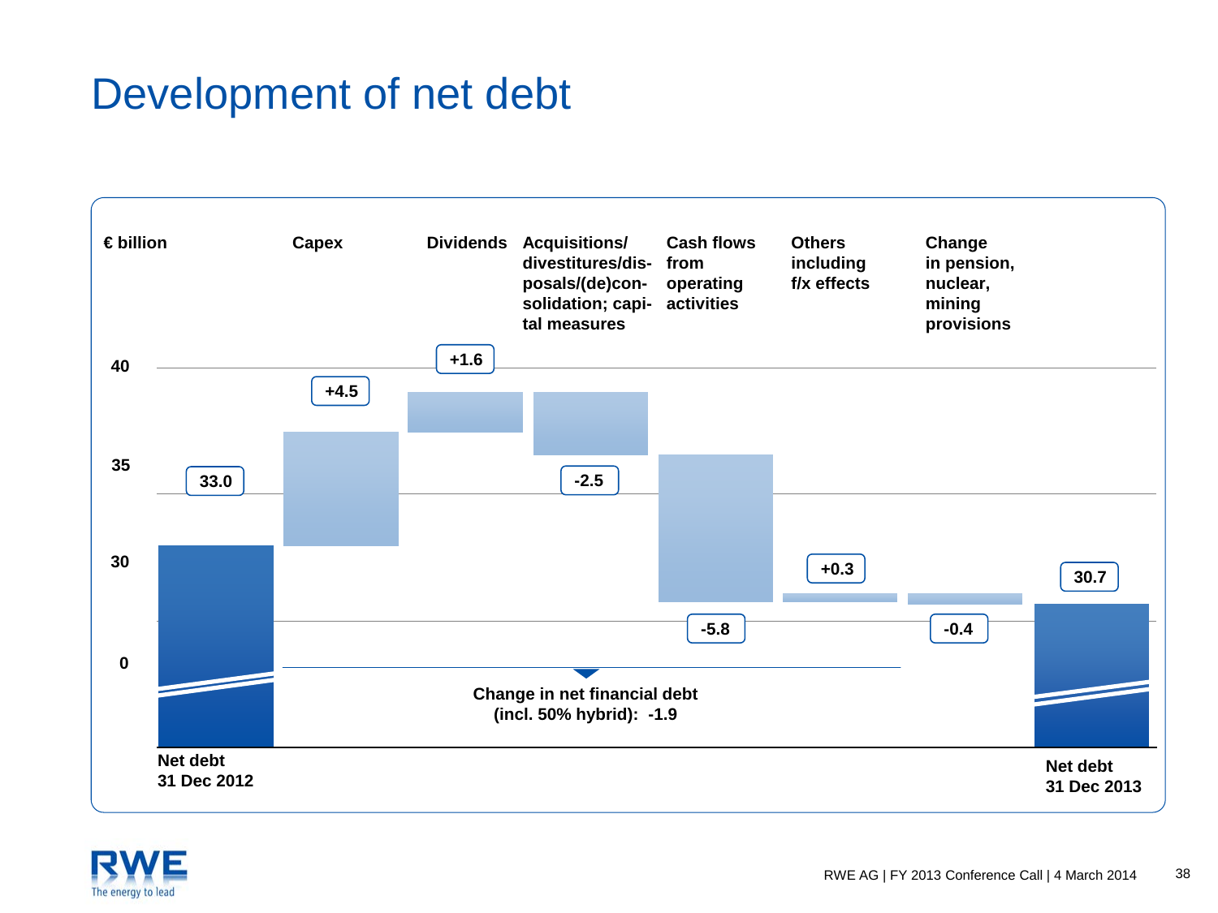# Development of net debt

€ billion

| | Net debt 31 Dec 2012 | Capex | Dividends | Acquisitions/ divestitures/dis-posals/(de)con-solidation; capi-tal measures | Cash flows from operating activities | Others including f/x effects | Change in pension, nuclear, mining provisions | Net debt 31 Dec 2013 |
|---|---|---|---|---|---|---|---|---|
| € billion | 33.0 | +4.5 | +1.6 | -2.5 | -5.8 | +0.3 | -0.4 | 30.7 |

Change in net financial debt (incl. 50% hybrid): -1.9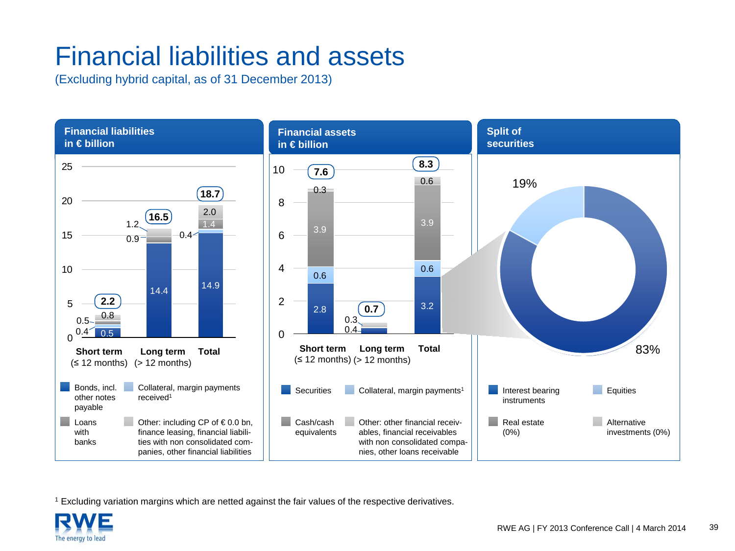# Financial liabilities and assets

(Excluding hybrid capital, as of 31 December 2013)

## Financial liabilities in € billion

| | Short term (≤ 12 months) | Long term (> 12 months) | Total |
|---|---|---|---|
| Bonds, incl. other notes payable | 0.5 | 14.4 | 14.9 |
| Collateral, margin payments received[1] | 0.4 | – | 0.4 |
| Loans with banks | 0.5 | 0.9 | 1.4 |
| Other: including CP of € 0.0 bn, finance leasing, financial liabilities with non consolidated companies, other financial liabilities | 0.8 | 1.2 | 2.0 |
| **Total** | **2.2** | **16.5** | **18.7** |

## Financial assets in € billion

| | Short term (≤ 12 months) | Long term (> 12 months) | Total |
|---|---|---|---|
| Securities | 2.8 | 0.4 | 3.2 |
| Collateral, margin payments[1] | 0.6 | – | 0.6 |
| Cash/cash equivalents | 3.9 | – | 3.9 |
| Other: other financial receivables, financial receivables with non consolidated companies, other loans receivable | 0.3 | 0.3 | 0.6 |
| **Total** | **7.6** | **0.7** | **8.3** |

## Split of securities

- Interest bearing instruments: 83%
- Equities: 19%
- Real estate (0%)
- Alternative investments (0%)

[1] Excluding variation margins which are netted against the fair values of the respective derivatives.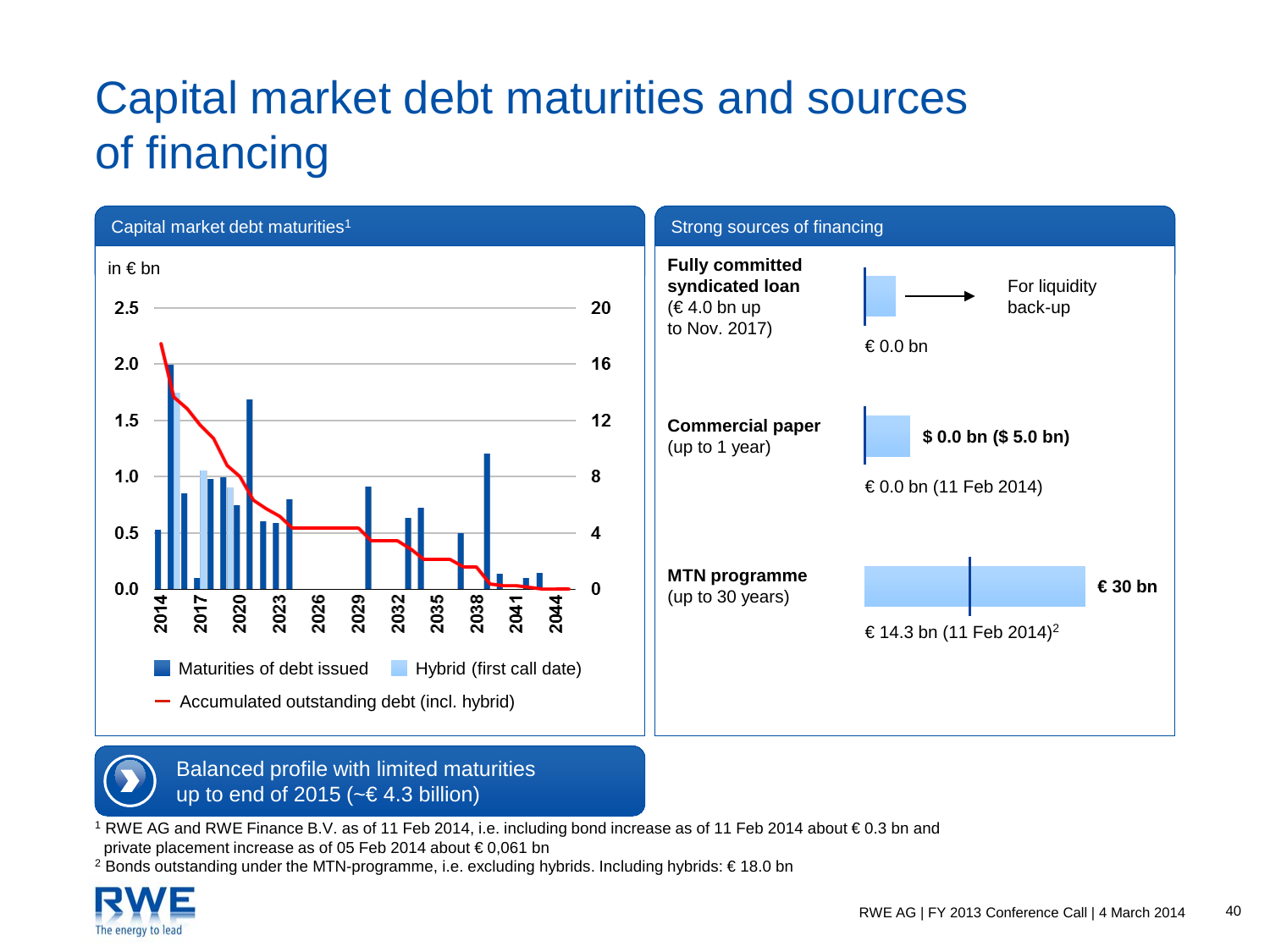# Capital market debt maturities and sources of financing

## Capital market debt maturities[1]

in € bn

Left axis: 0.0, 0.5, 1.0, 1.5, 2.0, 2.5 — Right axis: 0, 4, 8, 12, 16, 20

Years: 2014, 2017, 2020, 2023, 2026, 2029, 2032, 2035, 2038, 2041, 2044

- Maturities of debt issued
- Hybrid (first call date)
- Accumulated outstanding debt (incl. hybrid)

## Strong sources of financing

**Fully committed syndicated loan** (€ 4.0 bn up to Nov. 2017)
€ 0.0 bn → For liquidity back-up

**Commercial paper** (up to 1 year)
**$ 0.0 bn ($ 5.0 bn)**
€ 0.0 bn (11 Feb 2014)

**MTN programme** (up to 30 years)
**€ 30 bn**
€ 14.3 bn (11 Feb 2014)[2]

Balanced profile with limited maturities up to end of 2015 (~€ 4.3 billion)

[1] RWE AG and RWE Finance B.V. as of 11 Feb 2014, i.e. including bond increase as of 11 Feb 2014 about € 0.3 bn and private placement increase as of 05 Feb 2014 about € 0,061 bn

[2] Bonds outstanding under the MTN-programme, i.e. excluding hybrids. Including hybrids: € 18.0 bn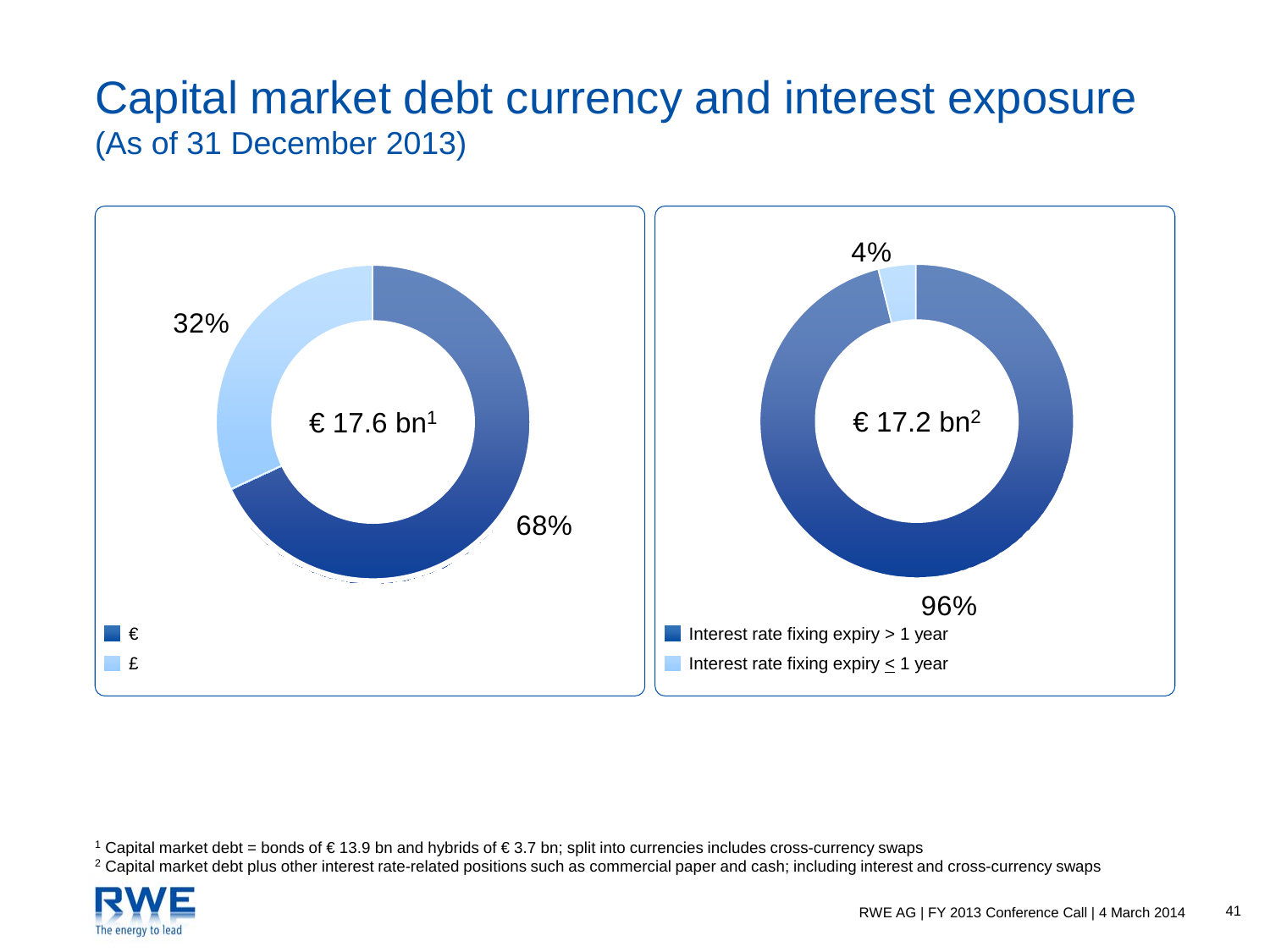# Capital market debt currency and interest exposure
(As of 31 December 2013)

€ 17.6 bn[1]

- €: 68%
- £: 32%

€ 17.2 bn[2]

- Interest rate fixing expiry > 1 year: 96%
- Interest rate fixing expiry ≤ 1 year: 4%

[1] Capital market debt = bonds of € 13.9 bn and hybrids of € 3.7 bn; split into currencies includes cross-currency swaps

[2] Capital market debt plus other interest rate-related positions such as commercial paper and cash; including interest and cross-currency swaps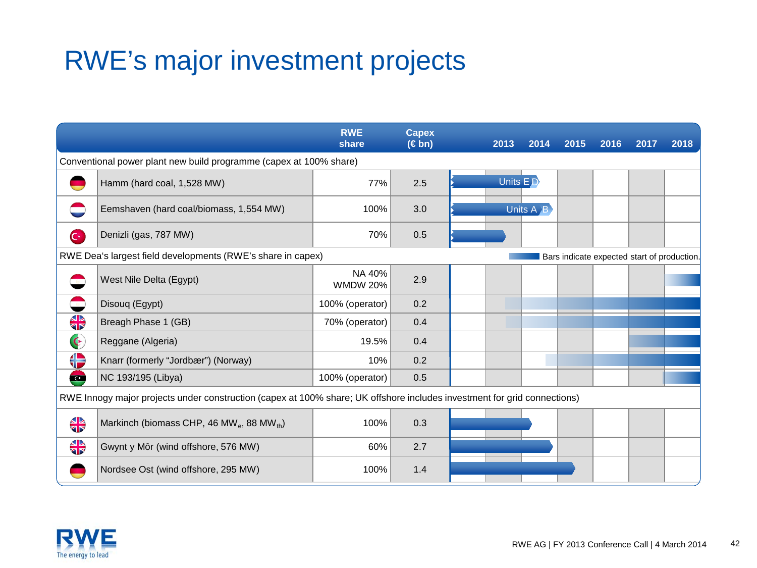# RWE's major investment projects

| | RWE share | Capex (€ bn) | 2013 | 2014 | 2015 | 2016 | 2017 | 2018 |
|---|---|---|---|---|---|---|---|---|
| **Conventional power plant new build programme (capex at 100% share)** | | | | | | | | |
| Hamm (hard coal, 1,528 MW) | 77% | 2.5 | Units E D | | | | | |
| Eemshaven (hard coal/biomass, 1,554 MW) | 100% | 3.0 | Units A B | | | | | |
| Denizli (gas, 787 MW) | 70% | 0.5 | | | | | | |
| **RWE Dea's largest field developments (RWE's share in capex)** | | | Bars indicate expected start of production. | | | | | |
| West Nile Delta (Egypt) | NA 40% WMDW 20% | 2.9 | | | | | | |
| Disouq (Egypt) | 100% (operator) | 0.2 | | | | | | |
| Breagh Phase 1 (GB) | 70% (operator) | 0.4 | | | | | | |
| Reggane (Algeria) | 19.5% | 0.4 | | | | | | |
| Knarr (formerly "Jordbær") (Norway) | 10% | 0.2 | | | | | | |
| NC 193/195 (Libya) | 100% (operator) | 0.5 | | | | | | |
| **RWE Innogy major projects under construction (capex at 100% share; UK offshore includes investment for grid connections)** | | | | | | | | |
| Markinch (biomass CHP, 46 $MW_e$, 88 $MW_{th}$) | 100% | 0.3 | | | | | | |
| Gwynt y Môr (wind offshore, 576 MW) | 60% | 2.7 | | | | | | |
| Nordsee Ost (wind offshore, 295 MW) | 100% | 1.4 | | | | | | |

RWE AG | FY 2013 Conference Call | 4 March 2014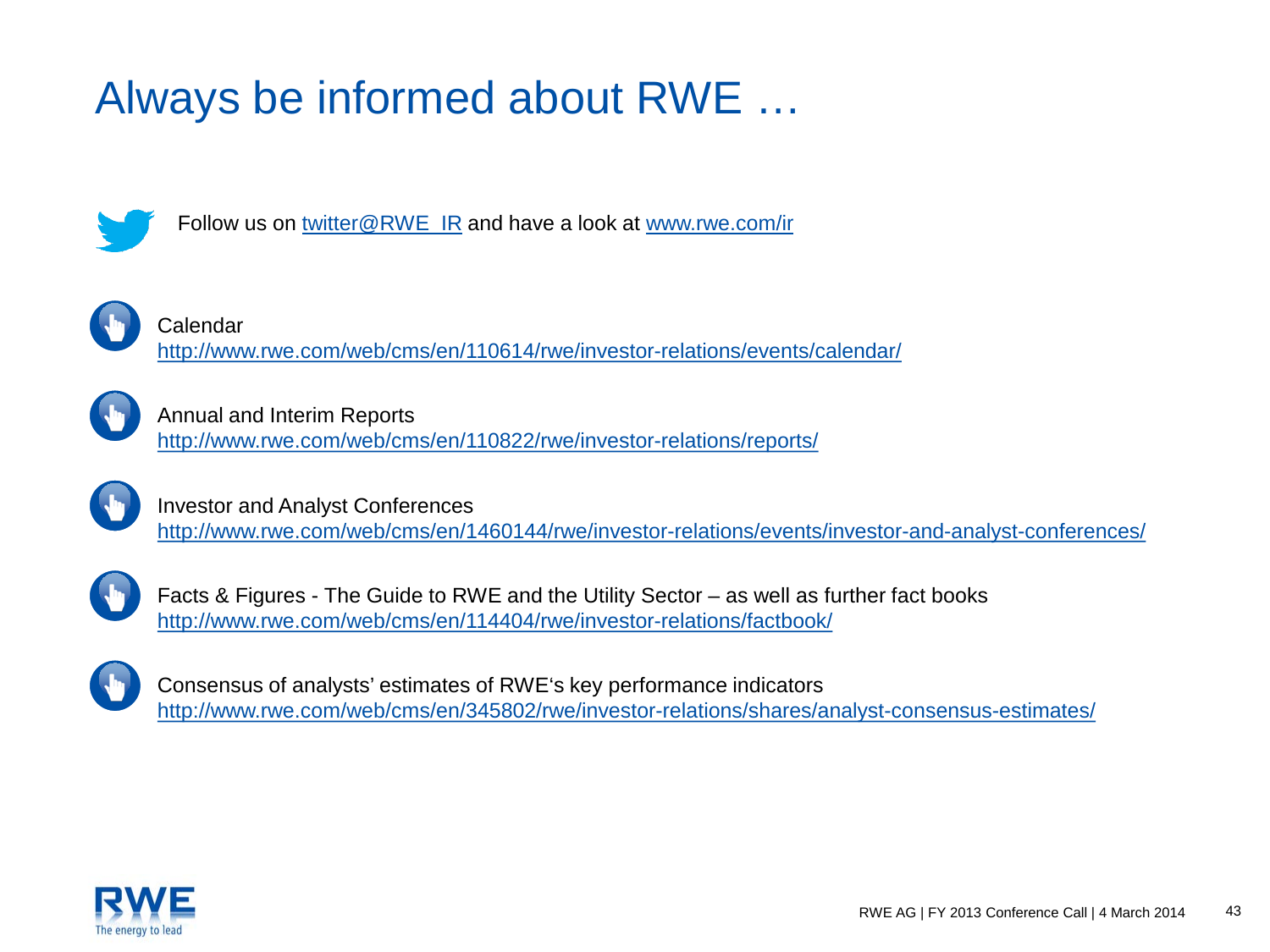# Always be informed about RWE …

Follow us on twitter@RWE_IR and have a look at www.rwe.com/ir

Calendar
http://www.rwe.com/web/cms/en/110614/rwe/investor-relations/events/calendar/

Annual and Interim Reports
http://www.rwe.com/web/cms/en/110822/rwe/investor-relations/reports/

Investor and Analyst Conferences
http://www.rwe.com/web/cms/en/1460144/rwe/investor-relations/events/investor-and-analyst-conferences/

Facts & Figures - The Guide to RWE and the Utility Sector – as well as further fact books
http://www.rwe.com/web/cms/en/114404/rwe/investor-relations/factbook/

Consensus of analysts' estimates of RWE's key performance indicators
http://www.rwe.com/web/cms/en/345802/rwe/investor-relations/shares/analyst-consensus-estimates/